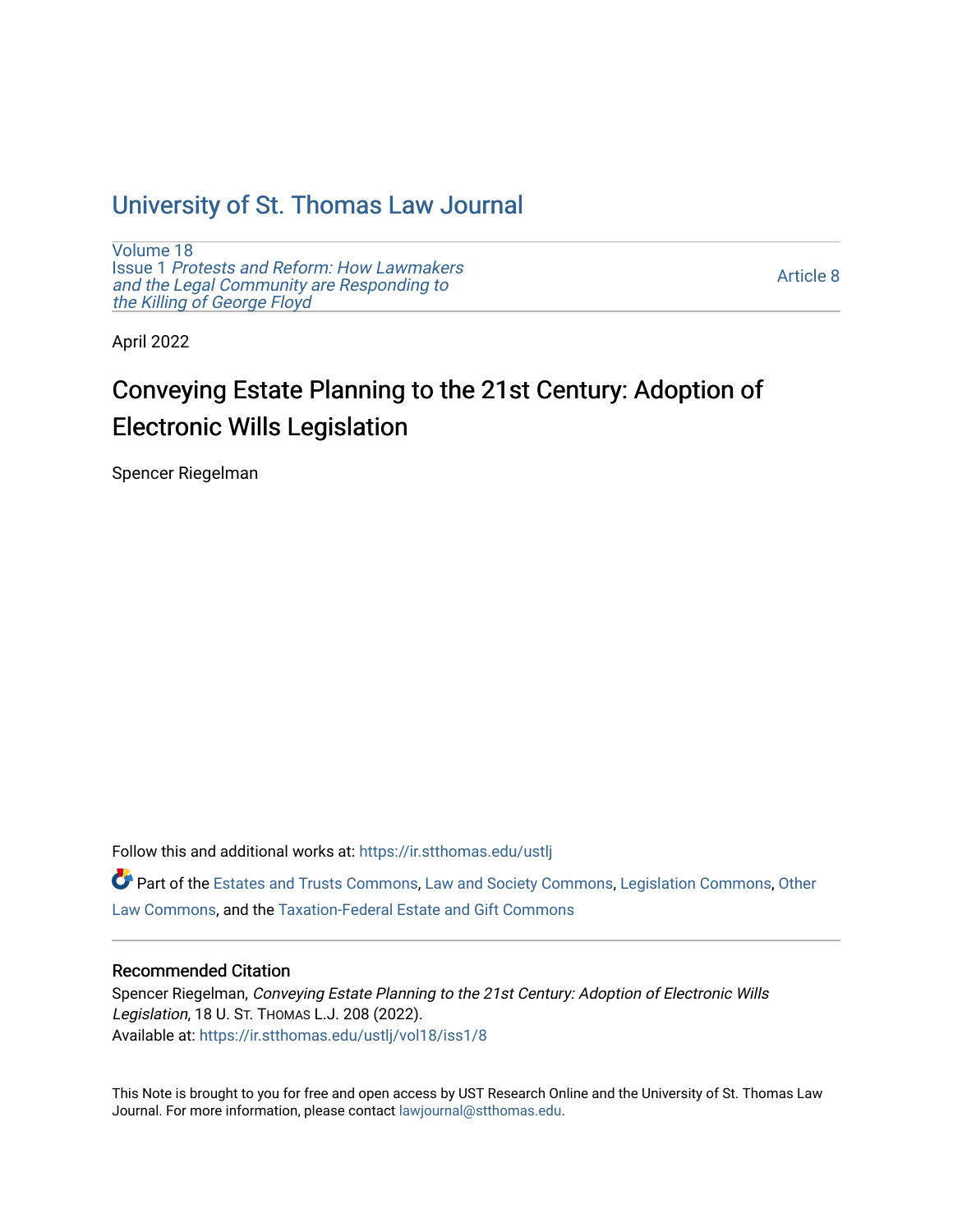# University of St. Thomas Law Journal

Volume 18
Issue 1 *Protests and Reform: How Lawmakers and the Legal Community are Responding to the Killing of George Floyd*

Article 8

April 2022

## Conveying Estate Planning to the 21st Century: Adoption of Electronic Wills Legislation

Spencer Riegelman

Follow this and additional works at: https://ir.stthomas.edu/ustlj

Part of the Estates and Trusts Commons, Law and Society Commons, Legislation Commons, Other Law Commons, and the Taxation-Federal Estate and Gift Commons

### Recommended Citation

Spencer Riegelman, *Conveying Estate Planning to the 21st Century: Adoption of Electronic Wills Legislation*, 18 U. ST. THOMAS L.J. 208 (2022).
Available at: https://ir.stthomas.edu/ustlj/vol18/iss1/8

This Note is brought to you for free and open access by UST Research Online and the University of St. Thomas Law Journal. For more information, please contact lawjournal@stthomas.edu.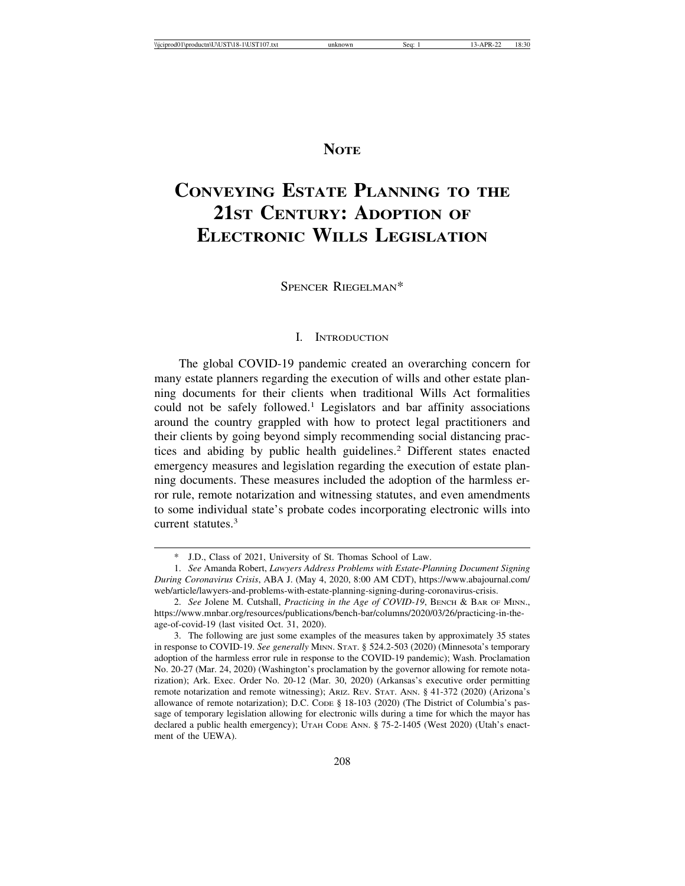# NOTE

# CONVEYING ESTATE PLANNING TO THE 21ST CENTURY: ADOPTION OF ELECTRONIC WILLS LEGISLATION

SPENCER RIEGELMAN*

## I. INTRODUCTION

The global COVID-19 pandemic created an overarching concern for many estate planners regarding the execution of wills and other estate planning documents for their clients when traditional Wills Act formalities could not be safely followed.[1] Legislators and bar affinity associations around the country grappled with how to protect legal practitioners and their clients by going beyond simply recommending social distancing practices and abiding by public health guidelines.[2] Different states enacted emergency measures and legislation regarding the execution of estate planning documents. These measures included the adoption of the harmless error rule, remote notarization and witnessing statutes, and even amendments to some individual state's probate codes incorporating electronic wills into current statutes.[3]

---

\* J.D., Class of 2021, University of St. Thomas School of Law.

1. *See* Amanda Robert, *Lawyers Address Problems with Estate-Planning Document Signing During Coronavirus Crisis*, ABA J. (May 4, 2020, 8:00 AM CDT), https://www.abajournal.com/web/article/lawyers-and-problems-with-estate-planning-signing-during-coronavirus-crisis.

2. *See* Jolene M. Cutshall, *Practicing in the Age of COVID-19*, BENCH & BAR OF MINN., https://www.mnbar.org/resources/publications/bench-bar/columns/2020/03/26/practicing-in-the-age-of-covid-19 (last visited Oct. 31, 2020).

3. The following are just some examples of the measures taken by approximately 35 states in response to COVID-19. *See generally* MINN. STAT. § 524.2-503 (2020) (Minnesota's temporary adoption of the harmless error rule in response to the COVID-19 pandemic); Wash. Proclamation No. 20-27 (Mar. 24, 2020) (Washington's proclamation by the governor allowing for remote notarization); Ark. Exec. Order No. 20-12 (Mar. 30, 2020) (Arkansas's executive order permitting remote notarization and remote witnessing); ARIZ. REV. STAT. ANN. § 41-372 (2020) (Arizona's allowance of remote notarization); D.C. CODE § 18-103 (2020) (The District of Columbia's passage of temporary legislation allowing for electronic wills during a time for which the mayor has declared a public health emergency); UTAH CODE ANN. § 75-2-1405 (West 2020) (Utah's enactment of the UEWA).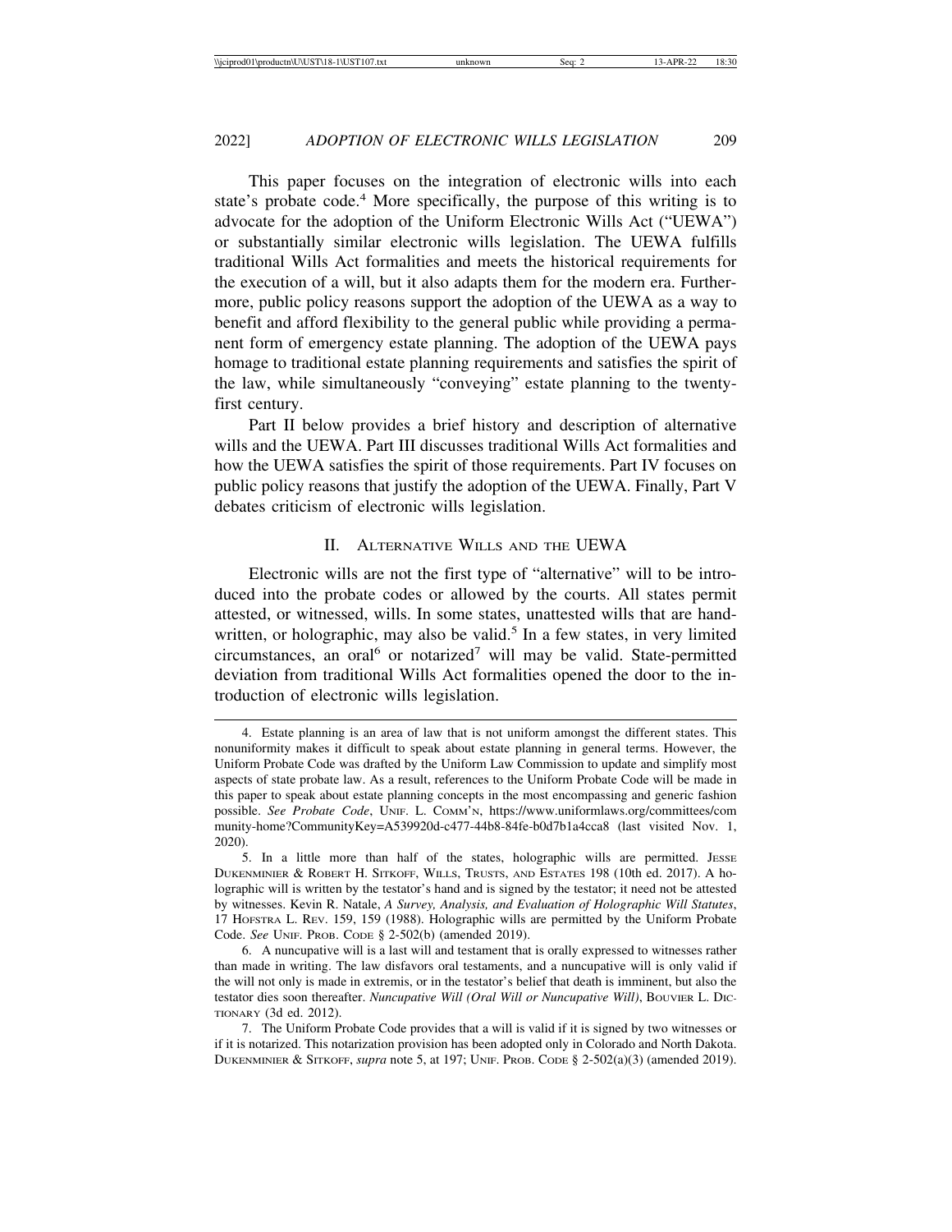This paper focuses on the integration of electronic wills into each state's probate code.[4] More specifically, the purpose of this writing is to advocate for the adoption of the Uniform Electronic Wills Act ("UEWA") or substantially similar electronic wills legislation. The UEWA fulfills traditional Wills Act formalities and meets the historical requirements for the execution of a will, but it also adapts them for the modern era. Furthermore, public policy reasons support the adoption of the UEWA as a way to benefit and afford flexibility to the general public while providing a permanent form of emergency estate planning. The adoption of the UEWA pays homage to traditional estate planning requirements and satisfies the spirit of the law, while simultaneously "conveying" estate planning to the twenty-first century.

Part II below provides a brief history and description of alternative wills and the UEWA. Part III discusses traditional Wills Act formalities and how the UEWA satisfies the spirit of those requirements. Part IV focuses on public policy reasons that justify the adoption of the UEWA. Finally, Part V debates criticism of electronic wills legislation.

## II. Alternative Wills and the UEWA

Electronic wills are not the first type of "alternative" will to be introduced into the probate codes or allowed by the courts. All states permit attested, or witnessed, wills. In some states, unattested wills that are handwritten, or holographic, may also be valid.[5] In a few states, in very limited circumstances, an oral[6] or notarized[7] will may be valid. State-permitted deviation from traditional Wills Act formalities opened the door to the introduction of electronic wills legislation.

---

4. Estate planning is an area of law that is not uniform amongst the different states. This nonuniformity makes it difficult to speak about estate planning in general terms. However, the Uniform Probate Code was drafted by the Uniform Law Commission to update and simplify most aspects of state probate law. As a result, references to the Uniform Probate Code will be made in this paper to speak about estate planning concepts in the most encompassing and generic fashion possible. *See Probate Code*, Unif. L. Comm'n, https://www.uniformlaws.org/committees/community-home?CommunityKey=A539920d-c477-44b8-84fe-b0d7b1a4cca8 (last visited Nov. 1, 2020).

5. In a little more than half of the states, holographic wills are permitted. Jesse Dukenminier & Robert H. Sitkoff, Wills, Trusts, and Estates 198 (10th ed. 2017). A holographic will is written by the testator's hand and is signed by the testator; it need not be attested by witnesses. Kevin R. Natale, *A Survey, Analysis, and Evaluation of Holographic Will Statutes*, 17 Hofstra L. Rev. 159, 159 (1988). Holographic wills are permitted by the Uniform Probate Code. *See* Unif. Prob. Code § 2-502(b) (amended 2019).

6. A nuncupative will is a last will and testament that is orally expressed to witnesses rather than made in writing. The law disfavors oral testaments, and a nuncupative will is only valid if the will not only is made in extremis, or in the testator's belief that death is imminent, but also the testator dies soon thereafter. *Nuncupative Will (Oral Will or Nuncupative Will)*, Bouvier L. Dictionary (3d ed. 2012).

7. The Uniform Probate Code provides that a will is valid if it is signed by two witnesses or if it is notarized. This notarization provision has been adopted only in Colorado and North Dakota. Dukenminier & Sitkoff, *supra* note 5, at 197; Unif. Prob. Code § 2-502(a)(3) (amended 2019).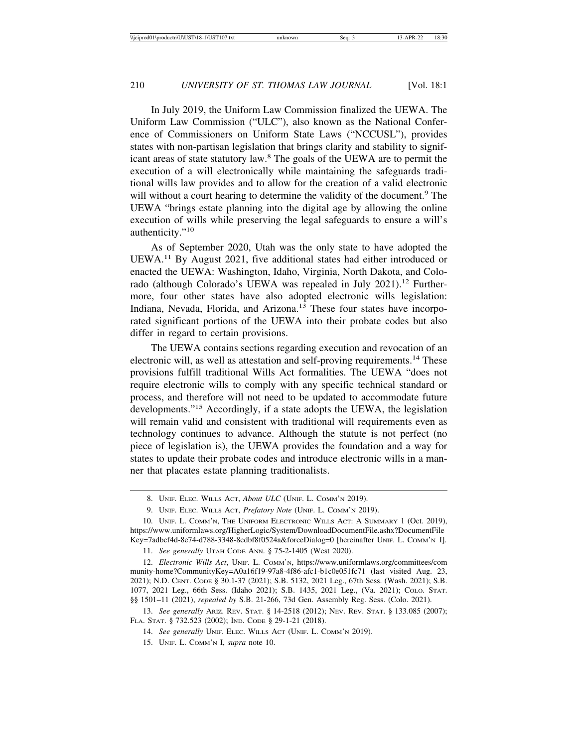In July 2019, the Uniform Law Commission finalized the UEWA. The Uniform Law Commission ("ULC"), also known as the National Conference of Commissioners on Uniform State Laws ("NCCUSL"), provides states with non-partisan legislation that brings clarity and stability to significant areas of state statutory law.[8] The goals of the UEWA are to permit the execution of a will electronically while maintaining the safeguards traditional wills law provides and to allow for the creation of a valid electronic will without a court hearing to determine the validity of the document.[9] The UEWA "brings estate planning into the digital age by allowing the online execution of wills while preserving the legal safeguards to ensure a will's authenticity."[10]

As of September 2020, Utah was the only state to have adopted the UEWA.[11] By August 2021, five additional states had either introduced or enacted the UEWA: Washington, Idaho, Virginia, North Dakota, and Colorado (although Colorado's UEWA was repealed in July 2021).[12] Furthermore, four other states have also adopted electronic wills legislation: Indiana, Nevada, Florida, and Arizona.[13] These four states have incorporated significant portions of the UEWA into their probate codes but also differ in regard to certain provisions.

The UEWA contains sections regarding execution and revocation of an electronic will, as well as attestation and self-proving requirements.[14] These provisions fulfill traditional Wills Act formalities. The UEWA "does not require electronic wills to comply with any specific technical standard or process, and therefore will not need to be updated to accommodate future developments."[15] Accordingly, if a state adopts the UEWA, the legislation will remain valid and consistent with traditional will requirements even as technology continues to advance. Although the statute is not perfect (no piece of legislation is), the UEWA provides the foundation and a way for states to update their probate codes and introduce electronic wills in a manner that placates estate planning traditionalists.

---

8. Unif. Elec. Wills Act, *About ULC* (Unif. L. Comm'n 2019).

9. Unif. Elec. Wills Act, *Prefatory Note* (Unif. L. Comm'n 2019).

10. Unif. L. Comm'n, The Uniform Electronic Wills Act: A Summary 1 (Oct. 2019), https://www.uniformlaws.org/HigherLogic/System/DownloadDocumentFile.ashx?DocumentFileKey=7adbcf4d-8e74-d788-3348-8cdbf8f0524a&forceDialog=0 [hereinafter Unif. L. Comm'n I].

11. *See generally* Utah Code Ann. § 75-2-1405 (West 2020).

12. *Electronic Wills Act*, Unif. L. Comm'n, https://www.uniformlaws.org/committees/community-home?CommunityKey=A0a16f19-97a8-4f86-afc1-b1c0e051fc71 (last visited Aug. 23, 2021); N.D. Cent. Code § 30.1-37 (2021); S.B. 5132, 2021 Leg., 67th Sess. (Wash. 2021); S.B. 1077, 2021 Leg., 66th Sess. (Idaho 2021); S.B. 1435, 2021 Leg., (Va. 2021); Colo. Stat. §§ 1501–11 (2021), *repealed by* S.B. 21-266, 73d Gen. Assembly Reg. Sess. (Colo. 2021).

13. *See generally* Ariz. Rev. Stat. § 14-2518 (2012); Nev. Rev. Stat. § 133.085 (2007); Fla. Stat. § 732.523 (2002); Ind. Code § 29-1-21 (2018).

14. *See generally* Unif. Elec. Wills Act (Unif. L. Comm'n 2019).

15. Unif. L. Comm'n I, *supra* note 10.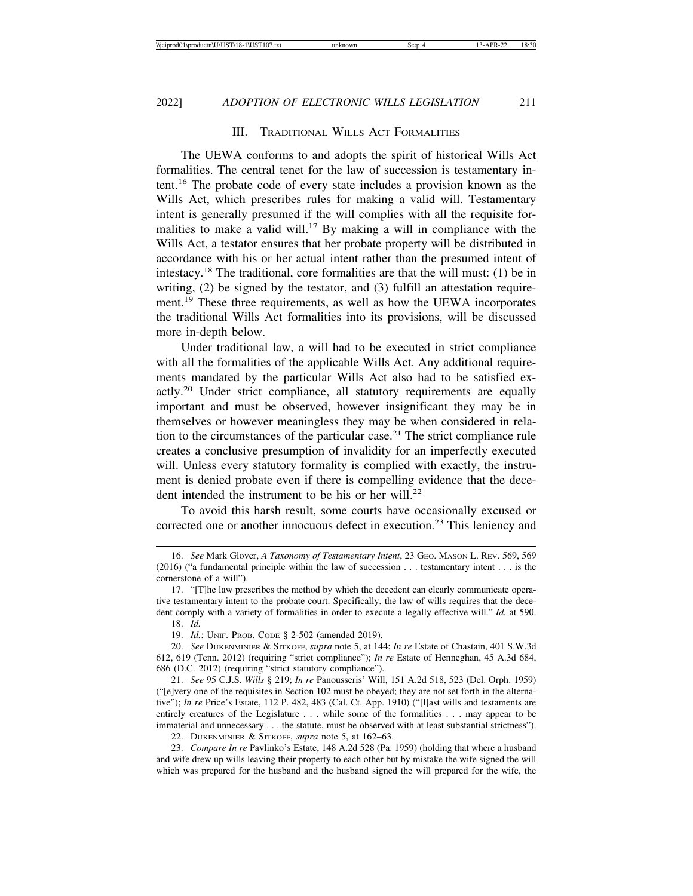## III. Traditional Wills Act Formalities

The UEWA conforms to and adopts the spirit of historical Wills Act formalities. The central tenet for the law of succession is testamentary intent.[16] The probate code of every state includes a provision known as the Wills Act, which prescribes rules for making a valid will. Testamentary intent is generally presumed if the will complies with all the requisite formalities to make a valid will.[17] By making a will in compliance with the Wills Act, a testator ensures that her probate property will be distributed in accordance with his or her actual intent rather than the presumed intent of intestacy.[18] The traditional, core formalities are that the will must: (1) be in writing, (2) be signed by the testator, and (3) fulfill an attestation requirement.[19] These three requirements, as well as how the UEWA incorporates the traditional Wills Act formalities into its provisions, will be discussed more in-depth below.

Under traditional law, a will had to be executed in strict compliance with all the formalities of the applicable Wills Act. Any additional requirements mandated by the particular Wills Act also had to be satisfied exactly.[20] Under strict compliance, all statutory requirements are equally important and must be observed, however insignificant they may be in themselves or however meaningless they may be when considered in relation to the circumstances of the particular case.[21] The strict compliance rule creates a conclusive presumption of invalidity for an imperfectly executed will. Unless every statutory formality is complied with exactly, the instrument is denied probate even if there is compelling evidence that the decedent intended the instrument to be his or her will.[22]

To avoid this harsh result, some courts have occasionally excused or corrected one or another innocuous defect in execution.[23] This leniency and

---

16. *See* Mark Glover, *A Taxonomy of Testamentary Intent*, 23 Geo. Mason L. Rev. 569, 569 (2016) ("a fundamental principle within the law of succession . . . testamentary intent . . . is the cornerstone of a will").

17. "[T]he law prescribes the method by which the decedent can clearly communicate operative testamentary intent to the probate court. Specifically, the law of wills requires that the decedent comply with a variety of formalities in order to execute a legally effective will." *Id.* at 590.

18. *Id.*

19. *Id.*; Unif. Prob. Code § 2-502 (amended 2019).

20. *See* Dukeminier & Sitkoff, *supra* note 5, at 144; *In re* Estate of Chastain, 401 S.W.3d 612, 619 (Tenn. 2012) (requiring "strict compliance"); *In re* Estate of Henneghan, 45 A.3d 684, 686 (D.C. 2012) (requiring "strict statutory compliance").

21. *See* 95 C.J.S. *Wills* § 219; *In re* Panousseris' Will, 151 A.2d 518, 523 (Del. Orph. 1959) ("[e]very one of the requisites in Section 102 must be obeyed; they are not set forth in the alternative"); *In re* Price's Estate, 112 P. 482, 483 (Cal. Ct. App. 1910) ("[l]ast wills and testaments are entirely creatures of the Legislature . . . while some of the formalities . . . may appear to be immaterial and unnecessary . . . the statute, must be observed with at least substantial strictness").

22. Dukeminier & Sitkoff, *supra* note 5, at 162–63.

23. *Compare In re* Pavlinko's Estate, 148 A.2d 528 (Pa. 1959) (holding that where a husband and wife drew up wills leaving their property to each other but by mistake the wife signed the will which was prepared for the husband and the husband signed the will prepared for the wife, the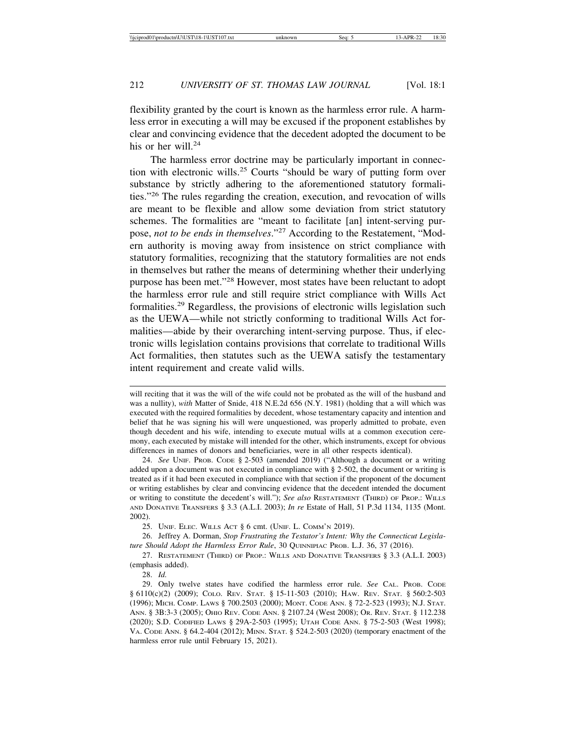flexibility granted by the court is known as the harmless error rule. A harmless error in executing a will may be excused if the proponent establishes by clear and convincing evidence that the decedent adopted the document to be his or her will.[24]

The harmless error doctrine may be particularly important in connection with electronic wills.[25] Courts "should be wary of putting form over substance by strictly adhering to the aforementioned statutory formalities."[26] The rules regarding the creation, execution, and revocation of wills are meant to be flexible and allow some deviation from strict statutory schemes. The formalities are "meant to facilitate [an] intent-serving purpose, *not to be ends in themselves*."[27] According to the Restatement, "Modern authority is moving away from insistence on strict compliance with statutory formalities, recognizing that the statutory formalities are not ends in themselves but rather the means of determining whether their underlying purpose has been met."[28] However, most states have been reluctant to adopt the harmless error rule and still require strict compliance with Wills Act formalities.[29] Regardless, the provisions of electronic wills legislation such as the UEWA—while not strictly conforming to traditional Wills Act formalities—abide by their overarching intent-serving purpose. Thus, if electronic wills legislation contains provisions that correlate to traditional Wills Act formalities, then statutes such as the UEWA satisfy the testamentary intent requirement and create valid wills.

---

will reciting that it was the will of the wife could not be probated as the will of the husband and was a nullity), *with* Matter of Snide, 418 N.E.2d 656 (N.Y. 1981) (holding that a will which was executed with the required formalities by decedent, whose testamentary capacity and intention and belief that he was signing his will were unquestioned, was properly admitted to probate, even though decedent and his wife, intending to execute mutual wills at a common execution ceremony, each executed by mistake will intended for the other, which instruments, except for obvious differences in names of donors and beneficiaries, were in all other respects identical).

24. *See* UNIF. PROB. CODE § 2-503 (amended 2019) ("Although a document or a writing added upon a document was not executed in compliance with § 2-502, the document or writing is treated as if it had been executed in compliance with that section if the proponent of the document or writing establishes by clear and convincing evidence that the decedent intended the document or writing to constitute the decedent's will."); *See also* RESTATEMENT (THIRD) OF PROP.: WILLS AND DONATIVE TRANSFERS § 3.3 (A.L.I. 2003); *In re* Estate of Hall, 51 P.3d 1134, 1135 (Mont. 2002).

25. UNIF. ELEC. WILLS ACT § 6 cmt. (UNIF. L. COMM'N 2019).

26. Jeffrey A. Dorman, *Stop Frustrating the Testator's Intent: Why the Connecticut Legislature Should Adopt the Harmless Error Rule*, 30 QUINNIPIAC PROB. L.J. 36, 37 (2016).

27. RESTATEMENT (THIRD) OF PROP.: WILLS AND DONATIVE TRANSFERS § 3.3 (A.L.I. 2003) (emphasis added).

28. *Id.*

29. Only twelve states have codified the harmless error rule. *See* CAL. PROB. CODE § 6110(c)(2) (2009); COLO. REV. STAT. § 15-11-503 (2010); HAW. REV. STAT. § 560:2-503 (1996); MICH. COMP. LAWS § 700.2503 (2000); MONT. CODE ANN. § 72-2-523 (1993); N.J. STAT. ANN. § 3B:3-3 (2005); OHIO REV. CODE ANN. § 2107.24 (West 2008); OR. REV. STAT. § 112.238 (2020); S.D. CODIFIED LAWS § 29A-2-503 (1995); UTAH CODE ANN. § 75-2-503 (West 1998); VA. CODE ANN. § 64.2-404 (2012); MINN. STAT. § 524.2-503 (2020) (temporary enactment of the harmless error rule until February 15, 2021).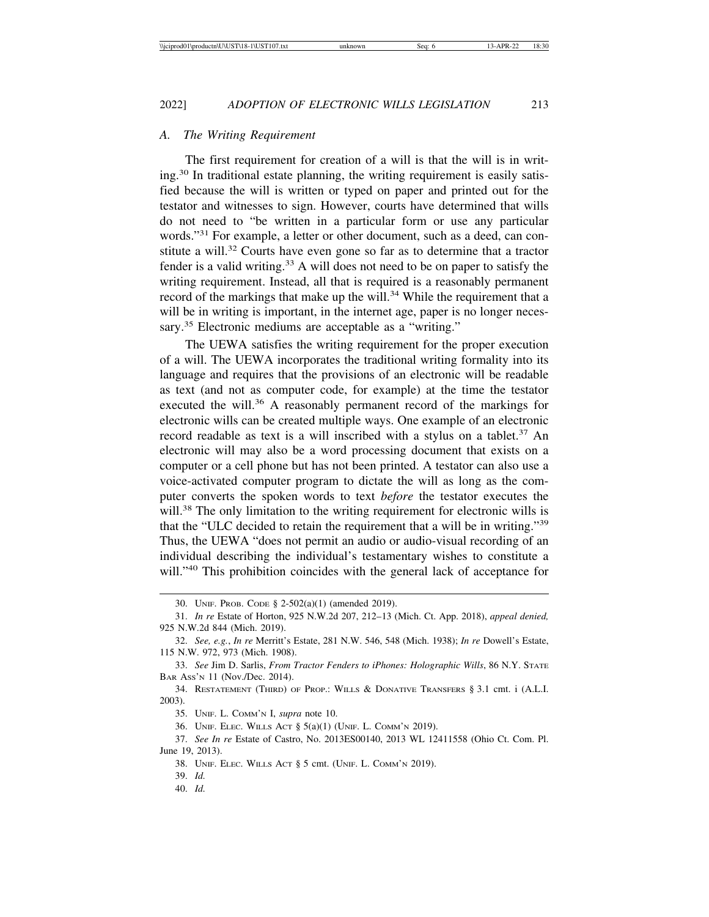### A. *The Writing Requirement*

The first requirement for creation of a will is that the will is in writing.[30] In traditional estate planning, the writing requirement is easily satisfied because the will is written or typed on paper and printed out for the testator and witnesses to sign. However, courts have determined that wills do not need to "be written in a particular form or use any particular words."[31] For example, a letter or other document, such as a deed, can constitute a will.[32] Courts have even gone so far as to determine that a tractor fender is a valid writing.[33] A will does not need to be on paper to satisfy the writing requirement. Instead, all that is required is a reasonably permanent record of the markings that make up the will.[34] While the requirement that a will be in writing is important, in the internet age, paper is no longer necessary.[35] Electronic mediums are acceptable as a "writing."

The UEWA satisfies the writing requirement for the proper execution of a will. The UEWA incorporates the traditional writing formality into its language and requires that the provisions of an electronic will be readable as text (and not as computer code, for example) at the time the testator executed the will.[36] A reasonably permanent record of the markings for electronic wills can be created multiple ways. One example of an electronic record readable as text is a will inscribed with a stylus on a tablet.[37] An electronic will may also be a word processing document that exists on a computer or a cell phone but has not been printed. A testator can also use a voice-activated computer program to dictate the will as long as the computer converts the spoken words to text *before* the testator executes the will.[38] The only limitation to the writing requirement for electronic wills is that the "ULC decided to retain the requirement that a will be in writing."[39] Thus, the UEWA "does not permit an audio or audio-visual recording of an individual describing the individual's testamentary wishes to constitute a will."[40] This prohibition coincides with the general lack of acceptance for

---

30. UNIF. PROB. CODE § 2-502(a)(1) (amended 2019).

31. *In re* Estate of Horton, 925 N.W.2d 207, 212–13 (Mich. Ct. App. 2018), *appeal denied,* 925 N.W.2d 844 (Mich. 2019).

32. *See, e.g.*, *In re* Merritt's Estate, 281 N.W. 546, 548 (Mich. 1938); *In re* Dowell's Estate, 115 N.W. 972, 973 (Mich. 1908).

33. *See* Jim D. Sarlis, *From Tractor Fenders to iPhones: Holographic Wills*, 86 N.Y. STATE BAR ASS'N 11 (Nov./Dec. 2014).

34. RESTATEMENT (THIRD) OF PROP.: WILLS & DONATIVE TRANSFERS § 3.1 cmt. i (A.L.I. 2003).

35. UNIF. L. COMM'N I, *supra* note 10.

36. UNIF. ELEC. WILLS ACT § 5(a)(1) (UNIF. L. COMM'N 2019).

37. *See In re* Estate of Castro, No. 2013ES00140, 2013 WL 12411558 (Ohio Ct. Com. Pl. June 19, 2013).

38. UNIF. ELEC. WILLS ACT § 5 cmt. (UNIF. L. COMM'N 2019).

39. *Id.*

40. *Id.*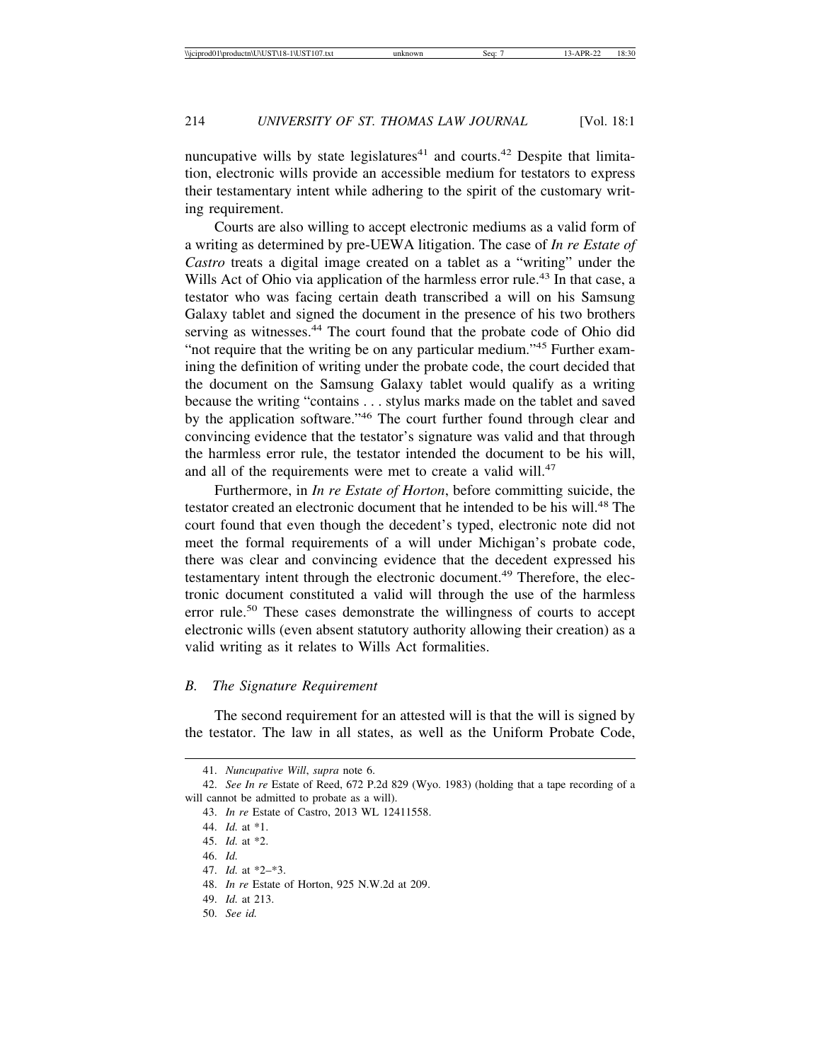nuncupative wills by state legislatures[41] and courts.[42] Despite that limitation, electronic wills provide an accessible medium for testators to express their testamentary intent while adhering to the spirit of the customary writing requirement.

Courts are also willing to accept electronic mediums as a valid form of a writing as determined by pre-UEWA litigation. The case of *In re Estate of Castro* treats a digital image created on a tablet as a "writing" under the Wills Act of Ohio via application of the harmless error rule.[43] In that case, a testator who was facing certain death transcribed a will on his Samsung Galaxy tablet and signed the document in the presence of his two brothers serving as witnesses.[44] The court found that the probate code of Ohio did "not require that the writing be on any particular medium."[45] Further examining the definition of writing under the probate code, the court decided that the document on the Samsung Galaxy tablet would qualify as a writing because the writing "contains . . . stylus marks made on the tablet and saved by the application software."[46] The court further found through clear and convincing evidence that the testator's signature was valid and that through the harmless error rule, the testator intended the document to be his will, and all of the requirements were met to create a valid will.[47]

Furthermore, in *In re Estate of Horton*, before committing suicide, the testator created an electronic document that he intended to be his will.[48] The court found that even though the decedent's typed, electronic note did not meet the formal requirements of a will under Michigan's probate code, there was clear and convincing evidence that the decedent expressed his testamentary intent through the electronic document.[49] Therefore, the electronic document constituted a valid will through the use of the harmless error rule.[50] These cases demonstrate the willingness of courts to accept electronic wills (even absent statutory authority allowing their creation) as a valid writing as it relates to Wills Act formalities.

### *B. The Signature Requirement*

The second requirement for an attested will is that the will is signed by the testator. The law in all states, as well as the Uniform Probate Code,

---

41. *Nuncupative Will*, *supra* note 6.

42. *See In re* Estate of Reed, 672 P.2d 829 (Wyo. 1983) (holding that a tape recording of a will cannot be admitted to probate as a will).

43. *In re* Estate of Castro, 2013 WL 12411558.

44. *Id.* at *1.

45. *Id.* at *2.

46. *Id.*

47. *Id.* at *2–*3.

48. *In re* Estate of Horton, 925 N.W.2d at 209.

49. *Id.* at 213.

50. *See id.*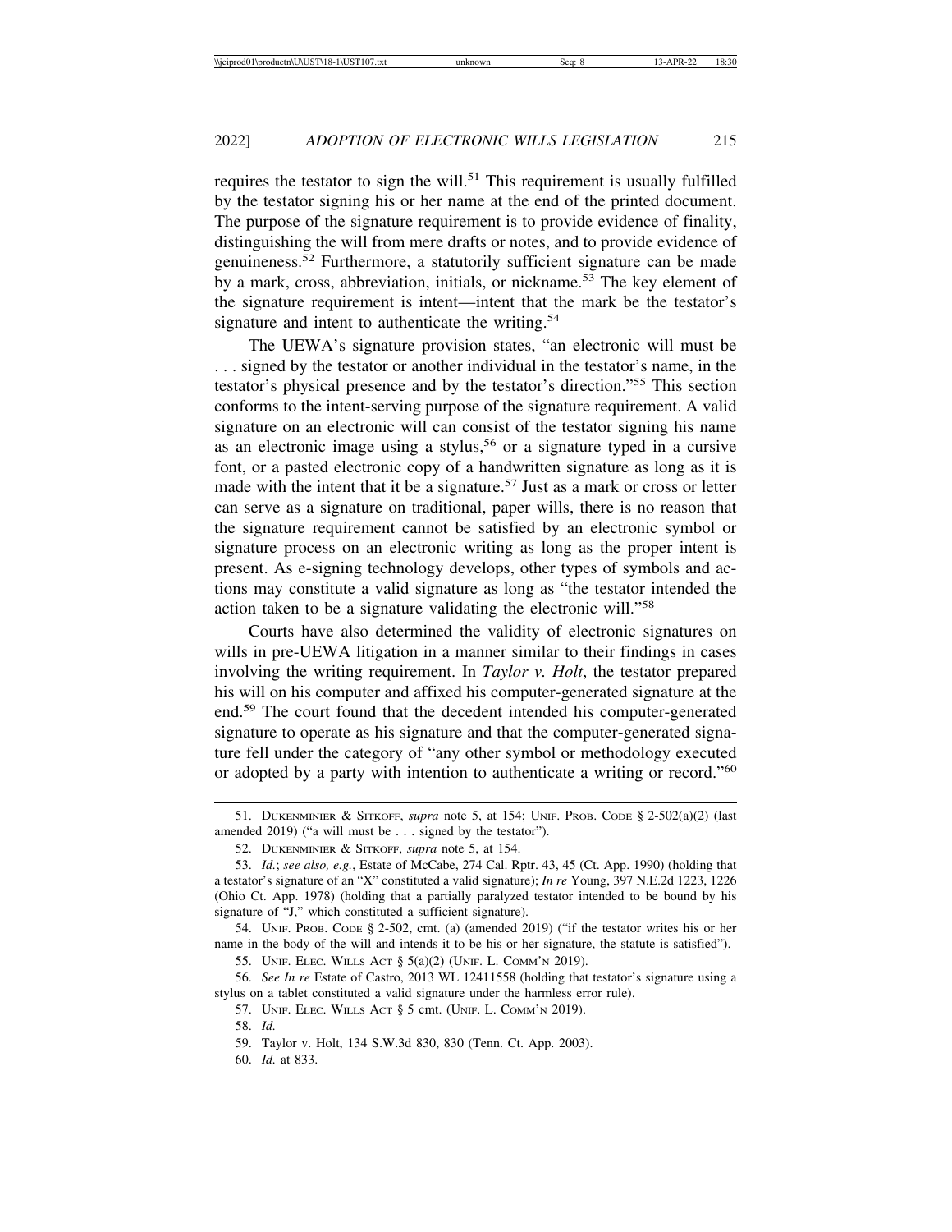requires the testator to sign the will.[51] This requirement is usually fulfilled by the testator signing his or her name at the end of the printed document. The purpose of the signature requirement is to provide evidence of finality, distinguishing the will from mere drafts or notes, and to provide evidence of genuineness.[52] Furthermore, a statutorily sufficient signature can be made by a mark, cross, abbreviation, initials, or nickname.[53] The key element of the signature requirement is intent—intent that the mark be the testator's signature and intent to authenticate the writing.[54]

The UEWA's signature provision states, "an electronic will must be . . . signed by the testator or another individual in the testator's name, in the testator's physical presence and by the testator's direction."[55] This section conforms to the intent-serving purpose of the signature requirement. A valid signature on an electronic will can consist of the testator signing his name as an electronic image using a stylus,[56] or a signature typed in a cursive font, or a pasted electronic copy of a handwritten signature as long as it is made with the intent that it be a signature.[57] Just as a mark or cross or letter can serve as a signature on traditional, paper wills, there is no reason that the signature requirement cannot be satisfied by an electronic symbol or signature process on an electronic writing as long as the proper intent is present. As e-signing technology develops, other types of symbols and actions may constitute a valid signature as long as "the testator intended the action taken to be a signature validating the electronic will."[58]

Courts have also determined the validity of electronic signatures on wills in pre-UEWA litigation in a manner similar to their findings in cases involving the writing requirement. In *Taylor v. Holt*, the testator prepared his will on his computer and affixed his computer-generated signature at the end.[59] The court found that the decedent intended his computer-generated signature to operate as his signature and that the computer-generated signature fell under the category of "any other symbol or methodology executed or adopted by a party with intention to authenticate a writing or record."[60]

---

51. DUKENMINIER & SITKOFF, *supra* note 5, at 154; UNIF. PROB. CODE § 2-502(a)(2) (last amended 2019) ("a will must be . . . signed by the testator").

52. DUKENMINIER & SITKOFF, *supra* note 5, at 154.

53. *Id.*; *see also, e.g.*, Estate of McCabe, 274 Cal. Rptr. 43, 45 (Ct. App. 1990) (holding that a testator's signature of an "X" constituted a valid signature); *In re* Young, 397 N.E.2d 1223, 1226 (Ohio Ct. App. 1978) (holding that a partially paralyzed testator intended to be bound by his signature of "J," which constituted a sufficient signature).

54. UNIF. PROB. CODE § 2-502, cmt. (a) (amended 2019) ("if the testator writes his or her name in the body of the will and intends it to be his or her signature, the statute is satisfied").

55. UNIF. ELEC. WILLS ACT § 5(a)(2) (UNIF. L. COMM'N 2019).

56. *See In re* Estate of Castro, 2013 WL 12411558 (holding that testator's signature using a stylus on a tablet constituted a valid signature under the harmless error rule).

57. UNIF. ELEC. WILLS ACT § 5 cmt. (UNIF. L. COMM'N 2019).

58. *Id.*

59. Taylor v. Holt, 134 S.W.3d 830, 830 (Tenn. Ct. App. 2003).

60. *Id.* at 833.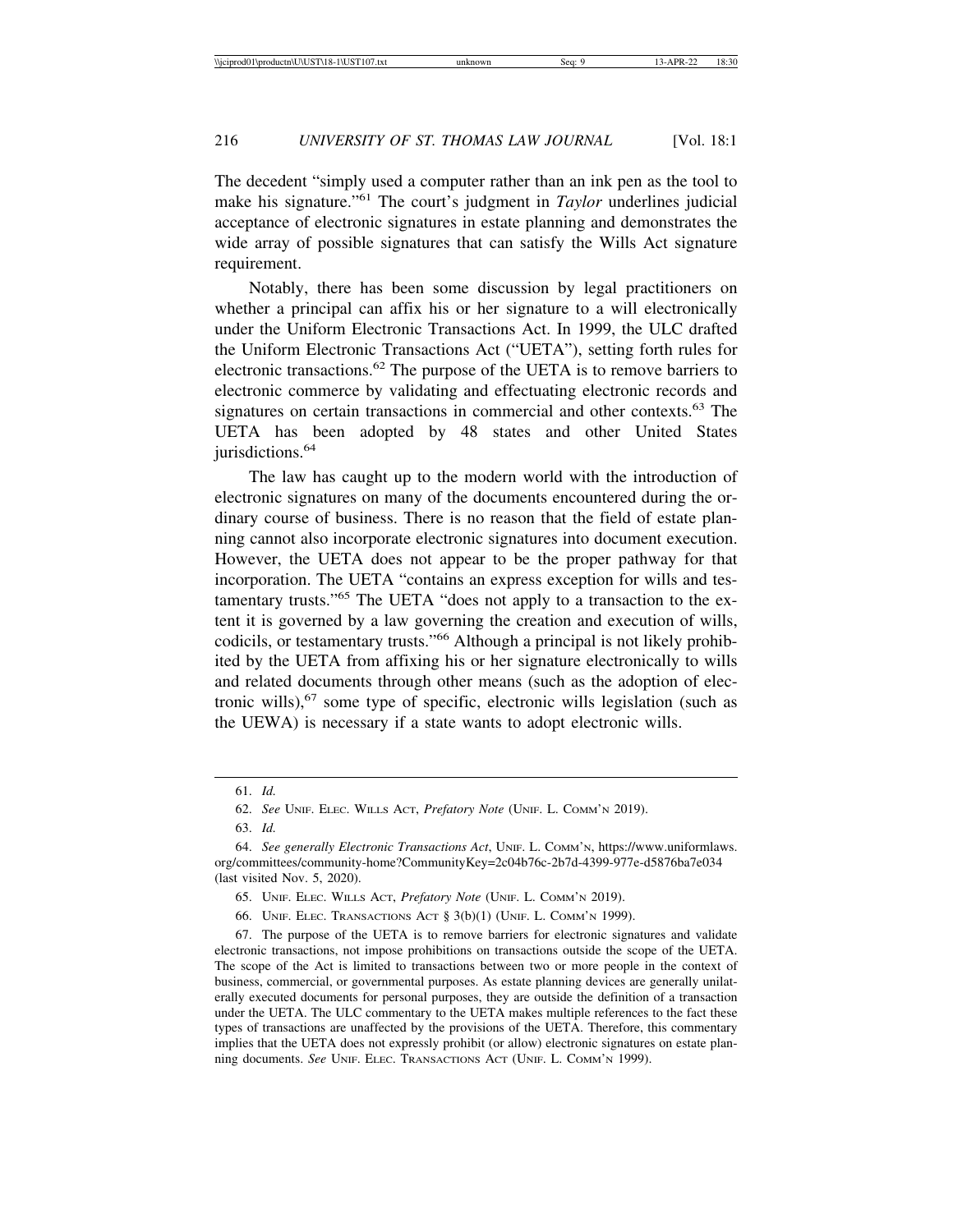The decedent "simply used a computer rather than an ink pen as the tool to make his signature."[61] The court's judgment in *Taylor* underlines judicial acceptance of electronic signatures in estate planning and demonstrates the wide array of possible signatures that can satisfy the Wills Act signature requirement.

Notably, there has been some discussion by legal practitioners on whether a principal can affix his or her signature to a will electronically under the Uniform Electronic Transactions Act. In 1999, the ULC drafted the Uniform Electronic Transactions Act ("UETA"), setting forth rules for electronic transactions.[62] The purpose of the UETA is to remove barriers to electronic commerce by validating and effectuating electronic records and signatures on certain transactions in commercial and other contexts.[63] The UETA has been adopted by 48 states and other United States jurisdictions.[64]

The law has caught up to the modern world with the introduction of electronic signatures on many of the documents encountered during the ordinary course of business. There is no reason that the field of estate planning cannot also incorporate electronic signatures into document execution. However, the UETA does not appear to be the proper pathway for that incorporation. The UETA "contains an express exception for wills and testamentary trusts."[65] The UETA "does not apply to a transaction to the extent it is governed by a law governing the creation and execution of wills, codicils, or testamentary trusts."[66] Although a principal is not likely prohibited by the UETA from affixing his or her signature electronically to wills and related documents through other means (such as the adoption of electronic wills),[67] some type of specific, electronic wills legislation (such as the UEWA) is necessary if a state wants to adopt electronic wills.

---

61. *Id.*

62. *See* UNIF. ELEC. WILLS ACT, *Prefatory Note* (UNIF. L. COMM'N 2019).

63. *Id.*

64. *See generally Electronic Transactions Act*, UNIF. L. COMM'N, https://www.uniformlaws.org/committees/community-home?CommunityKey=2c04b76c-2b7d-4399-977e-d5876ba7e034 (last visited Nov. 5, 2020).

65. UNIF. ELEC. WILLS ACT, *Prefatory Note* (UNIF. L. COMM'N 2019).

66. UNIF. ELEC. TRANSACTIONS ACT § 3(b)(1) (UNIF. L. COMM'N 1999).

67. The purpose of the UETA is to remove barriers for electronic signatures and validate electronic transactions, not impose prohibitions on transactions outside the scope of the UETA. The scope of the Act is limited to transactions between two or more people in the context of business, commercial, or governmental purposes. As estate planning devices are generally unilaterally executed documents for personal purposes, they are outside the definition of a transaction under the UETA. The ULC commentary to the UETA makes multiple references to the fact these types of transactions are unaffected by the provisions of the UETA. Therefore, this commentary implies that the UETA does not expressly prohibit (or allow) electronic signatures on estate planning documents. *See* UNIF. ELEC. TRANSACTIONS ACT (UNIF. L. COMM'N 1999).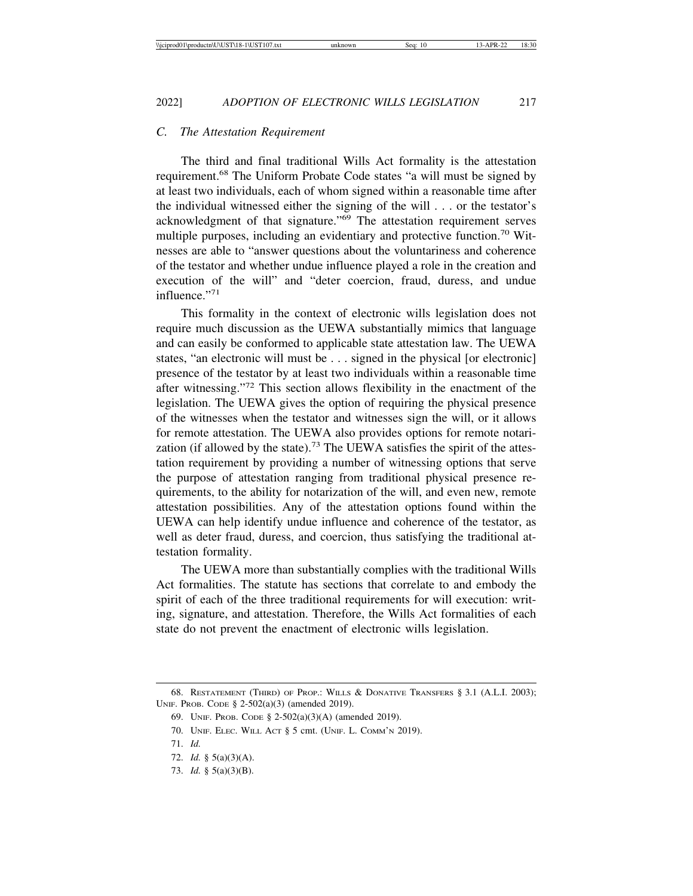### C. The Attestation Requirement

The third and final traditional Wills Act formality is the attestation requirement.[68] The Uniform Probate Code states "a will must be signed by at least two individuals, each of whom signed within a reasonable time after the individual witnessed either the signing of the will . . . or the testator's acknowledgment of that signature."[69] The attestation requirement serves multiple purposes, including an evidentiary and protective function.[70] Witnesses are able to "answer questions about the voluntariness and coherence of the testator and whether undue influence played a role in the creation and execution of the will" and "deter coercion, fraud, duress, and undue influence."[71]

This formality in the context of electronic wills legislation does not require much discussion as the UEWA substantially mimics that language and can easily be conformed to applicable state attestation law. The UEWA states, "an electronic will must be . . . signed in the physical [or electronic] presence of the testator by at least two individuals within a reasonable time after witnessing."[72] This section allows flexibility in the enactment of the legislation. The UEWA gives the option of requiring the physical presence of the witnesses when the testator and witnesses sign the will, or it allows for remote attestation. The UEWA also provides options for remote notarization (if allowed by the state).[73] The UEWA satisfies the spirit of the attestation requirement by providing a number of witnessing options that serve the purpose of attestation ranging from traditional physical presence requirements, to the ability for notarization of the will, and even new, remote attestation possibilities. Any of the attestation options found within the UEWA can help identify undue influence and coherence of the testator, as well as deter fraud, duress, and coercion, thus satisfying the traditional attestation formality.

The UEWA more than substantially complies with the traditional Wills Act formalities. The statute has sections that correlate to and embody the spirit of each of the three traditional requirements for will execution: writing, signature, and attestation. Therefore, the Wills Act formalities of each state do not prevent the enactment of electronic wills legislation.

---

68. Restatement (Third) of Prop.: Wills & Donative Transfers § 3.1 (A.L.I. 2003); Unif. Prob. Code § 2-502(a)(3) (amended 2019).

69. Unif. Prob. Code § 2-502(a)(3)(A) (amended 2019).

70. Unif. Elec. Will Act § 5 cmt. (Unif. L. Comm'n 2019).

71. *Id.*

72. *Id.* § 5(a)(3)(A).

73. *Id.* § 5(a)(3)(B).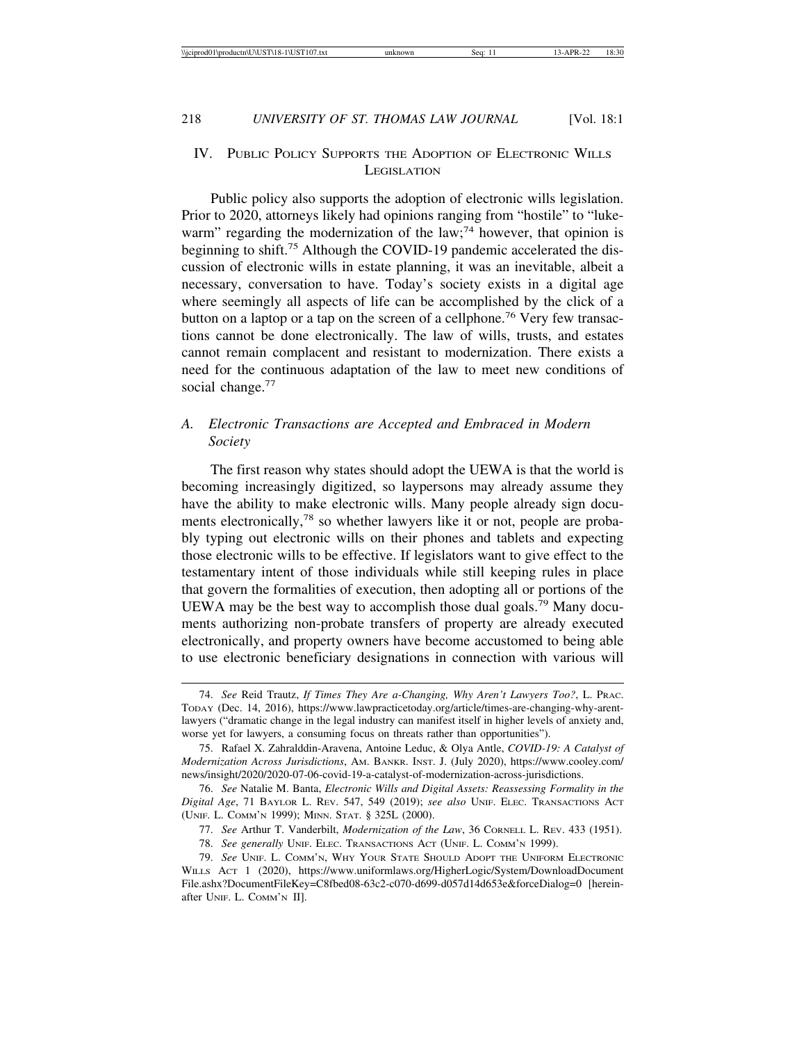## IV. Public Policy Supports the Adoption of Electronic Wills Legislation

Public policy also supports the adoption of electronic wills legislation. Prior to 2020, attorneys likely had opinions ranging from "hostile" to "lukewarm" regarding the modernization of the law;[74] however, that opinion is beginning to shift.[75] Although the COVID-19 pandemic accelerated the discussion of electronic wills in estate planning, it was an inevitable, albeit a necessary, conversation to have. Today's society exists in a digital age where seemingly all aspects of life can be accomplished by the click of a button on a laptop or a tap on the screen of a cellphone.[76] Very few transactions cannot be done electronically. The law of wills, trusts, and estates cannot remain complacent and resistant to modernization. There exists a need for the continuous adaptation of the law to meet new conditions of social change.[77]

### A. *Electronic Transactions are Accepted and Embraced in Modern Society*

The first reason why states should adopt the UEWA is that the world is becoming increasingly digitized, so laypersons may already assume they have the ability to make electronic wills. Many people already sign documents electronically,[78] so whether lawyers like it or not, people are probably typing out electronic wills on their phones and tablets and expecting those electronic wills to be effective. If legislators want to give effect to the testamentary intent of those individuals while still keeping rules in place that govern the formalities of execution, then adopting all or portions of the UEWA may be the best way to accomplish those dual goals.[79] Many documents authorizing non-probate transfers of property are already executed electronically, and property owners have become accustomed to being able to use electronic beneficiary designations in connection with various will

---

74. *See* Reid Trautz, *If Times They Are a-Changing, Why Aren't Lawyers Too?*, L. Prac. Today (Dec. 14, 2016), https://www.lawpracticetoday.org/article/times-are-changing-why-arent-lawyers ("dramatic change in the legal industry can manifest itself in higher levels of anxiety and, worse yet for lawyers, a consuming focus on threats rather than opportunities").

75. Rafael X. Zahralddin-Aravena, Antoine Leduc, & Olya Antle, *COVID-19: A Catalyst of Modernization Across Jurisdictions*, Am. Bankr. Inst. J. (July 2020), https://www.cooley.com/news/insight/2020/2020-07-06-covid-19-a-catalyst-of-modernization-across-jurisdictions.

76. *See* Natalie M. Banta, *Electronic Wills and Digital Assets: Reassessing Formality in the Digital Age*, 71 Baylor L. Rev. 547, 549 (2019); *see also* Unif. Elec. Transactions Act (Unif. L. Comm'n 1999); Minn. Stat. § 325L (2000).

77. *See* Arthur T. Vanderbilt, *Modernization of the Law*, 36 Cornell L. Rev. 433 (1951).

78. *See generally* Unif. Elec. Transactions Act (Unif. L. Comm'n 1999).

79. *See* Unif. L. Comm'n, Why Your State Should Adopt the Uniform Electronic Wills Act 1 (2020), https://www.uniformlaws.org/HigherLogic/System/DownloadDocumentFile.ashx?DocumentFileKey=C8fbed08-63c2-c070-d699-d057d14d653e&forceDialog=0 [hereinafter Unif. L. Comm'n II].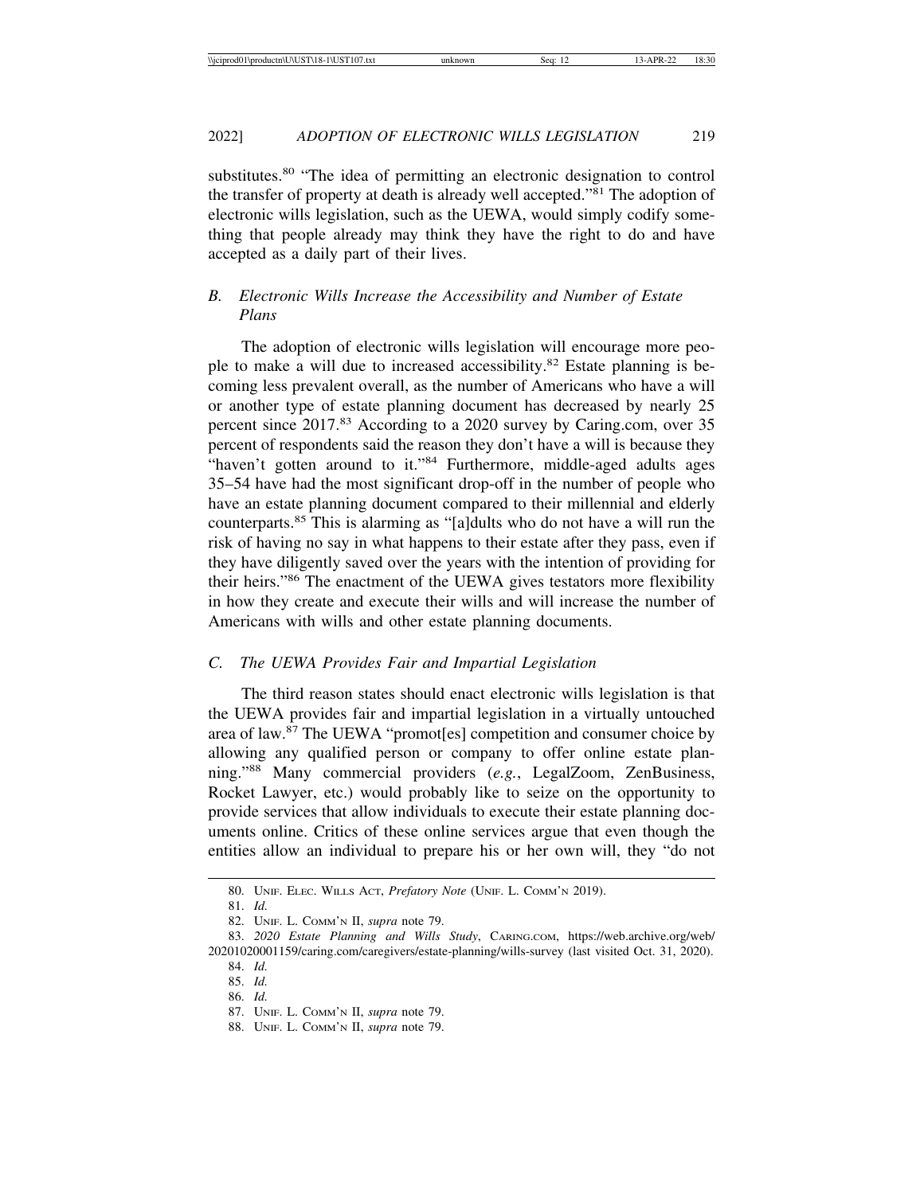substitutes.[80] "The idea of permitting an electronic designation to control the transfer of property at death is already well accepted."[81] The adoption of electronic wills legislation, such as the UEWA, would simply codify something that people already may think they have the right to do and have accepted as a daily part of their lives.

### *B. Electronic Wills Increase the Accessibility and Number of Estate Plans*

The adoption of electronic wills legislation will encourage more people to make a will due to increased accessibility.[82] Estate planning is becoming less prevalent overall, as the number of Americans who have a will or another type of estate planning document has decreased by nearly 25 percent since 2017.[83] According to a 2020 survey by Caring.com, over 35 percent of respondents said the reason they don't have a will is because they "haven't gotten around to it."[84] Furthermore, middle-aged adults ages 35–54 have had the most significant drop-off in the number of people who have an estate planning document compared to their millennial and elderly counterparts.[85] This is alarming as "[a]dults who do not have a will run the risk of having no say in what happens to their estate after they pass, even if they have diligently saved over the years with the intention of providing for their heirs."[86] The enactment of the UEWA gives testators more flexibility in how they create and execute their wills and will increase the number of Americans with wills and other estate planning documents.

### *C. The UEWA Provides Fair and Impartial Legislation*

The third reason states should enact electronic wills legislation is that the UEWA provides fair and impartial legislation in a virtually untouched area of law.[87] The UEWA "promot[es] competition and consumer choice by allowing any qualified person or company to offer online estate planning."[88] Many commercial providers (*e.g.*, LegalZoom, ZenBusiness, Rocket Lawyer, etc.) would probably like to seize on the opportunity to provide services that allow individuals to execute their estate planning documents online. Critics of these online services argue that even though the entities allow an individual to prepare his or her own will, they "do not

---

80. UNIF. ELEC. WILLS ACT, *Prefatory Note* (UNIF. L. COMM'N 2019).

81. *Id.*

82. UNIF. L. COMM'N II, *supra* note 79.

83. *2020 Estate Planning and Wills Study*, CARING.COM, https://web.archive.org/web/20201020001159/caring.com/caregivers/estate-planning/wills-survey (last visited Oct. 31, 2020).

84. *Id.*

85. *Id.*

86. *Id.*

87. UNIF. L. COMM'N II, *supra* note 79.

88. UNIF. L. COMM'N II, *supra* note 79.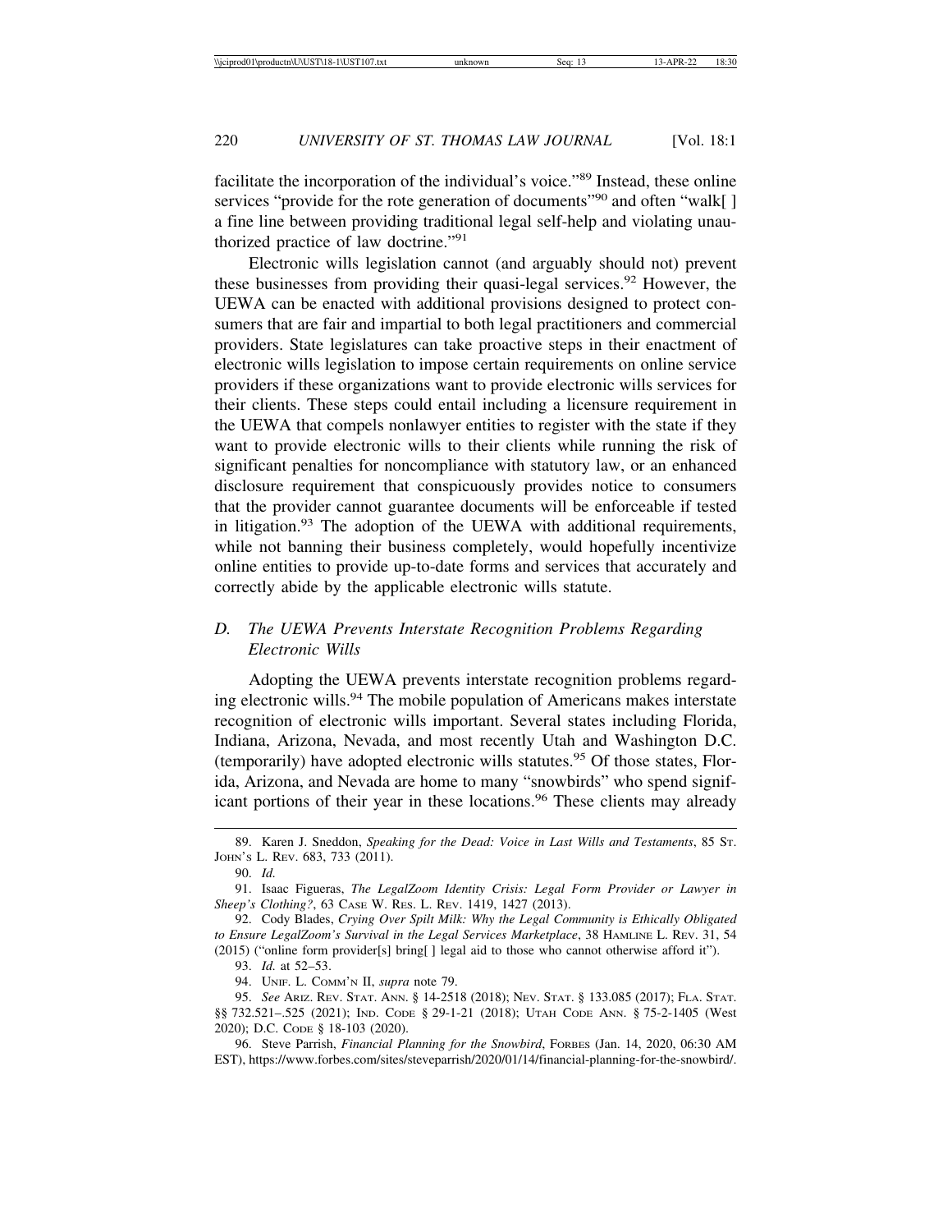facilitate the incorporation of the individual's voice."[89] Instead, these online services "provide for the rote generation of documents"[90] and often "walk[ ] a fine line between providing traditional legal self-help and violating unauthorized practice of law doctrine."[91]

Electronic wills legislation cannot (and arguably should not) prevent these businesses from providing their quasi-legal services.[92] However, the UEWA can be enacted with additional provisions designed to protect consumers that are fair and impartial to both legal practitioners and commercial providers. State legislatures can take proactive steps in their enactment of electronic wills legislation to impose certain requirements on online service providers if these organizations want to provide electronic wills services for their clients. These steps could entail including a licensure requirement in the UEWA that compels nonlawyer entities to register with the state if they want to provide electronic wills to their clients while running the risk of significant penalties for noncompliance with statutory law, or an enhanced disclosure requirement that conspicuously provides notice to consumers that the provider cannot guarantee documents will be enforceable if tested in litigation.[93] The adoption of the UEWA with additional requirements, while not banning their business completely, would hopefully incentivize online entities to provide up-to-date forms and services that accurately and correctly abide by the applicable electronic wills statute.

### *D. The UEWA Prevents Interstate Recognition Problems Regarding Electronic Wills*

Adopting the UEWA prevents interstate recognition problems regarding electronic wills.[94] The mobile population of Americans makes interstate recognition of electronic wills important. Several states including Florida, Indiana, Arizona, Nevada, and most recently Utah and Washington D.C. (temporarily) have adopted electronic wills statutes.[95] Of those states, Florida, Arizona, and Nevada are home to many "snowbirds" who spend significant portions of their year in these locations.[96] These clients may already

---

89. Karen J. Sneddon, *Speaking for the Dead: Voice in Last Wills and Testaments*, 85 ST. JOHN'S L. REV. 683, 733 (2011).

90. *Id.*

91. Isaac Figueras, *The LegalZoom Identity Crisis: Legal Form Provider or Lawyer in Sheep's Clothing?*, 63 CASE W. RES. L. REV. 1419, 1427 (2013).

92. Cody Blades, *Crying Over Spilt Milk: Why the Legal Community is Ethically Obligated to Ensure LegalZoom's Survival in the Legal Services Marketplace*, 38 HAMLINE L. REV. 31, 54 (2015) ("online form provider[s] bring[ ] legal aid to those who cannot otherwise afford it").

93. *Id.* at 52–53.

94. UNIF. L. COMM'N II, *supra* note 79.

95. *See* ARIZ. REV. STAT. ANN. § 14-2518 (2018); NEV. STAT. § 133.085 (2017); FLA. STAT. §§ 732.521–.525 (2021); IND. CODE § 29-1-21 (2018); UTAH CODE ANN. § 75-2-1405 (West 2020); D.C. CODE § 18-103 (2020).

96. Steve Parrish, *Financial Planning for the Snowbird*, FORBES (Jan. 14, 2020, 06:30 AM EST), https://www.forbes.com/sites/steveparrish/2020/01/14/financial-planning-for-the-snowbird/.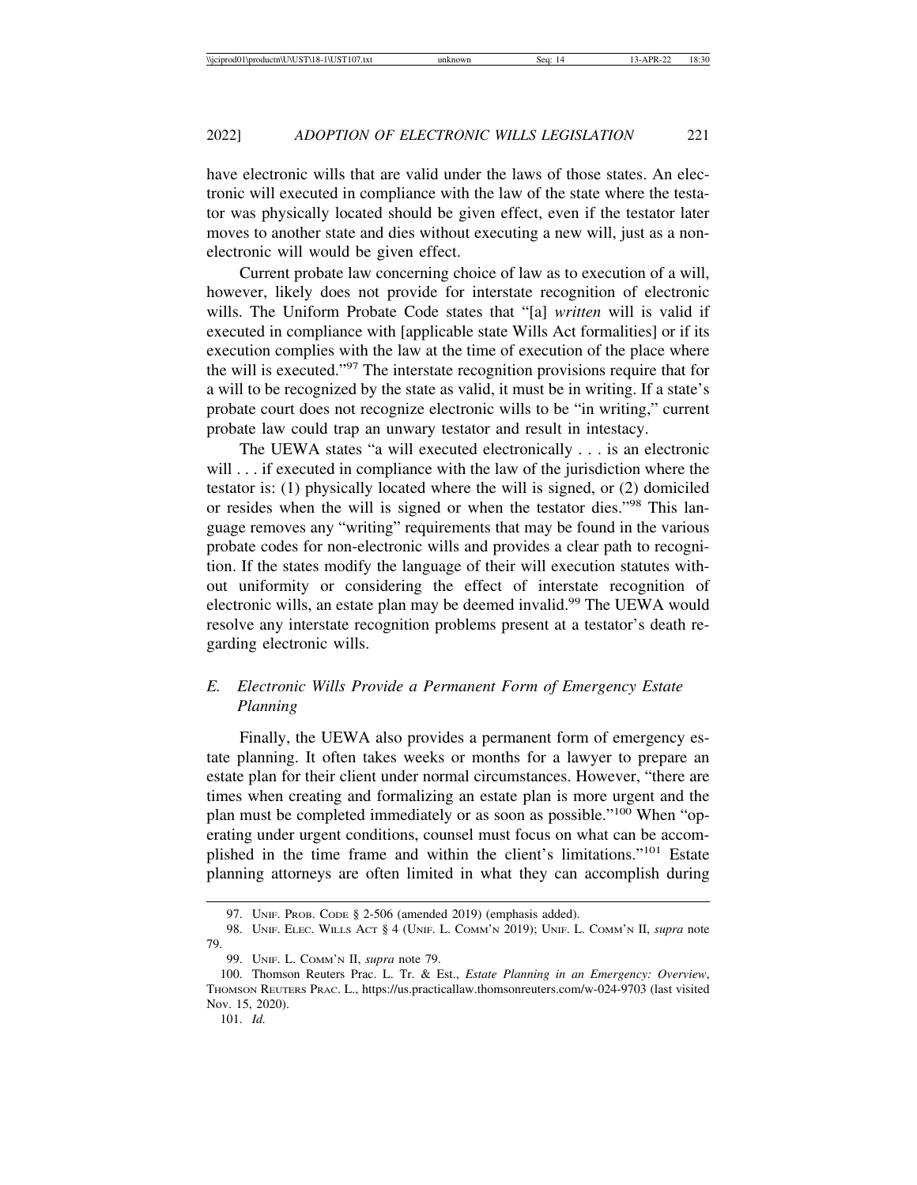have electronic wills that are valid under the laws of those states. An electronic will executed in compliance with the law of the state where the testator was physically located should be given effect, even if the testator later moves to another state and dies without executing a new will, just as a non-electronic will would be given effect.

Current probate law concerning choice of law as to execution of a will, however, likely does not provide for interstate recognition of electronic wills. The Uniform Probate Code states that "[a] *written* will is valid if executed in compliance with [applicable state Wills Act formalities] or if its execution complies with the law at the time of execution of the place where the will is executed."[97] The interstate recognition provisions require that for a will to be recognized by the state as valid, it must be in writing. If a state's probate court does not recognize electronic wills to be "in writing," current probate law could trap an unwary testator and result in intestacy.

The UEWA states "a will executed electronically . . . is an electronic will . . . if executed in compliance with the law of the jurisdiction where the testator is: (1) physically located where the will is signed, or (2) domiciled or resides when the will is signed or when the testator dies."[98] This language removes any "writing" requirements that may be found in the various probate codes for non-electronic wills and provides a clear path to recognition. If the states modify the language of their will execution statutes without uniformity or considering the effect of interstate recognition of electronic wills, an estate plan may be deemed invalid.[99] The UEWA would resolve any interstate recognition problems present at a testator's death regarding electronic wills.

### *E. Electronic Wills Provide a Permanent Form of Emergency Estate Planning*

Finally, the UEWA also provides a permanent form of emergency estate planning. It often takes weeks or months for a lawyer to prepare an estate plan for their client under normal circumstances. However, "there are times when creating and formalizing an estate plan is more urgent and the plan must be completed immediately or as soon as possible."[100] When "operating under urgent conditions, counsel must focus on what can be accomplished in the time frame and within the client's limitations."[101] Estate planning attorneys are often limited in what they can accomplish during

---

97. UNIF. PROB. CODE § 2-506 (amended 2019) (emphasis added).

98. UNIF. ELEC. WILLS ACT § 4 (UNIF. L. COMM'N 2019); UNIF. L. COMM'N II, *supra* note 79.

99. UNIF. L. COMM'N II, *supra* note 79.

100. Thomson Reuters Prac. L. Tr. & Est., *Estate Planning in an Emergency: Overview*, THOMSON REUTERS PRAC. L., https://us.practicallaw.thomsonreuters.com/w-024-9703 (last visited Nov. 15, 2020).

101. *Id.*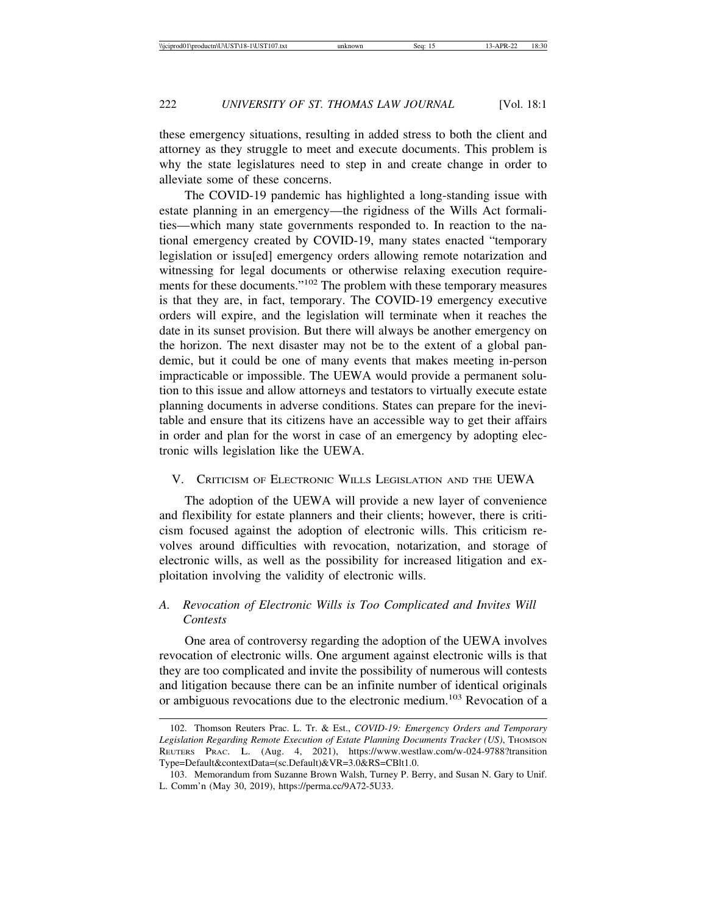these emergency situations, resulting in added stress to both the client and attorney as they struggle to meet and execute documents. This problem is why the state legislatures need to step in and create change in order to alleviate some of these concerns.

The COVID-19 pandemic has highlighted a long-standing issue with estate planning in an emergency—the rigidness of the Wills Act formalities—which many state governments responded to. In reaction to the national emergency created by COVID-19, many states enacted "temporary legislation or issu[ed] emergency orders allowing remote notarization and witnessing for legal documents or otherwise relaxing execution requirements for these documents."[102] The problem with these temporary measures is that they are, in fact, temporary. The COVID-19 emergency executive orders will expire, and the legislation will terminate when it reaches the date in its sunset provision. But there will always be another emergency on the horizon. The next disaster may not be to the extent of a global pandemic, but it could be one of many events that makes meeting in-person impracticable or impossible. The UEWA would provide a permanent solution to this issue and allow attorneys and testators to virtually execute estate planning documents in adverse conditions. States can prepare for the inevitable and ensure that its citizens have an accessible way to get their affairs in order and plan for the worst in case of an emergency by adopting electronic wills legislation like the UEWA.

## V. Criticism of Electronic Wills Legislation and the UEWA

The adoption of the UEWA will provide a new layer of convenience and flexibility for estate planners and their clients; however, there is criticism focused against the adoption of electronic wills. This criticism revolves around difficulties with revocation, notarization, and storage of electronic wills, as well as the possibility for increased litigation and exploitation involving the validity of electronic wills.

### A. *Revocation of Electronic Wills is Too Complicated and Invites Will Contests*

One area of controversy regarding the adoption of the UEWA involves revocation of electronic wills. One argument against electronic wills is that they are too complicated and invite the possibility of numerous will contests and litigation because there can be an infinite number of identical originals or ambiguous revocations due to the electronic medium.[103] Revocation of a

---

102. Thomson Reuters Prac. L. Tr. & Est., *COVID-19: Emergency Orders and Temporary Legislation Regarding Remote Execution of Estate Planning Documents Tracker (US)*, Thomson Reuters Prac. L. (Aug. 4, 2021), https://www.westlaw.com/w-024-9788?transitionType=Default&contextData=(sc.Default)&VR=3.0&RS=CBlt1.0.

103. Memorandum from Suzanne Brown Walsh, Turney P. Berry, and Susan N. Gary to Unif. L. Comm'n (May 30, 2019), https://perma.cc/9A72-5U33.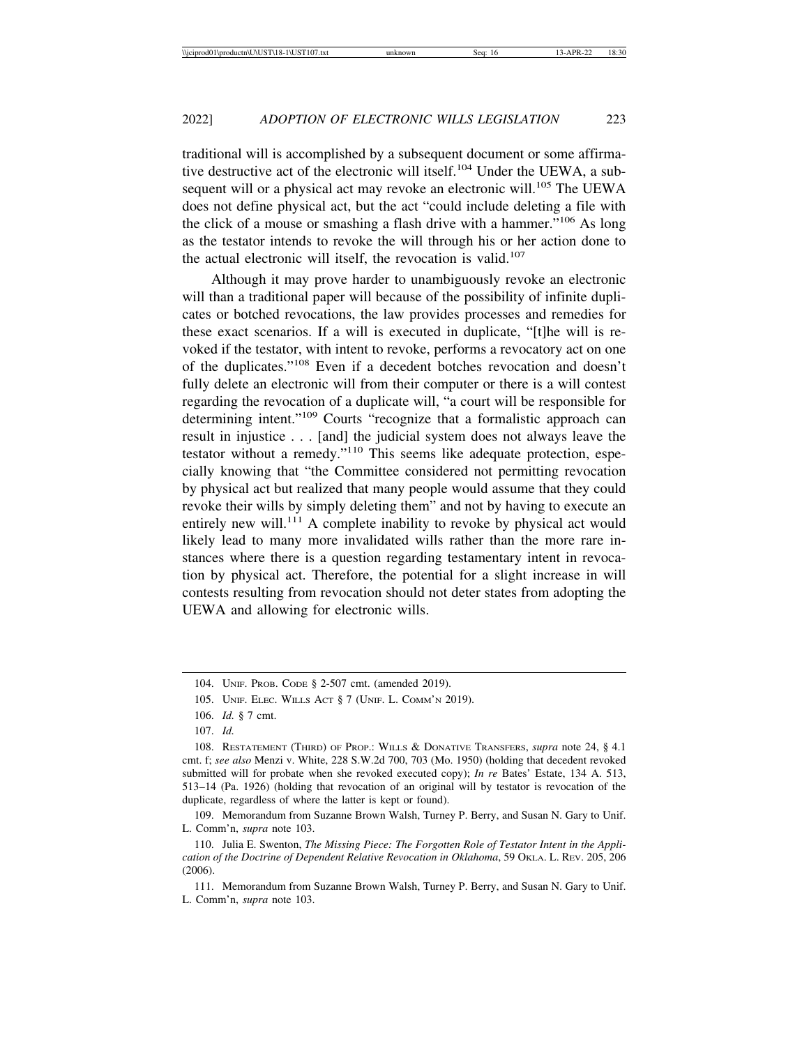traditional will is accomplished by a subsequent document or some affirmative destructive act of the electronic will itself.[104] Under the UEWA, a subsequent will or a physical act may revoke an electronic will.[105] The UEWA does not define physical act, but the act "could include deleting a file with the click of a mouse or smashing a flash drive with a hammer."[106] As long as the testator intends to revoke the will through his or her action done to the actual electronic will itself, the revocation is valid.[107]

Although it may prove harder to unambiguously revoke an electronic will than a traditional paper will because of the possibility of infinite duplicates or botched revocations, the law provides processes and remedies for these exact scenarios. If a will is executed in duplicate, "[t]he will is revoked if the testator, with intent to revoke, performs a revocatory act on one of the duplicates."[108] Even if a decedent botches revocation and doesn't fully delete an electronic will from their computer or there is a will contest regarding the revocation of a duplicate will, "a court will be responsible for determining intent."[109] Courts "recognize that a formalistic approach can result in injustice . . . [and] the judicial system does not always leave the testator without a remedy."[110] This seems like adequate protection, especially knowing that "the Committee considered not permitting revocation by physical act but realized that many people would assume that they could revoke their wills by simply deleting them" and not by having to execute an entirely new will.[111] A complete inability to revoke by physical act would likely lead to many more invalidated wills rather than the more rare instances where there is a question regarding testamentary intent in revocation by physical act. Therefore, the potential for a slight increase in will contests resulting from revocation should not deter states from adopting the UEWA and allowing for electronic wills.

---

104. UNIF. PROB. CODE § 2-507 cmt. (amended 2019).

105. UNIF. ELEC. WILLS ACT § 7 (UNIF. L. COMM'N 2019).

106. *Id.* § 7 cmt.

107. *Id.*

108. RESTATEMENT (THIRD) OF PROP.: WILLS & DONATIVE TRANSFERS, *supra* note 24, § 4.1 cmt. f; *see also* Menzi v. White, 228 S.W.2d 700, 703 (Mo. 1950) (holding that decedent revoked submitted will for probate when she revoked executed copy); *In re* Bates' Estate, 134 A. 513, 513–14 (Pa. 1926) (holding that revocation of an original will by testator is revocation of the duplicate, regardless of where the latter is kept or found).

109. Memorandum from Suzanne Brown Walsh, Turney P. Berry, and Susan N. Gary to Unif. L. Comm'n, *supra* note 103.

110. Julia E. Swenton, *The Missing Piece: The Forgotten Role of Testator Intent in the Application of the Doctrine of Dependent Relative Revocation in Oklahoma*, 59 OKLA. L. REV. 205, 206 (2006).

111. Memorandum from Suzanne Brown Walsh, Turney P. Berry, and Susan N. Gary to Unif. L. Comm'n, *supra* note 103.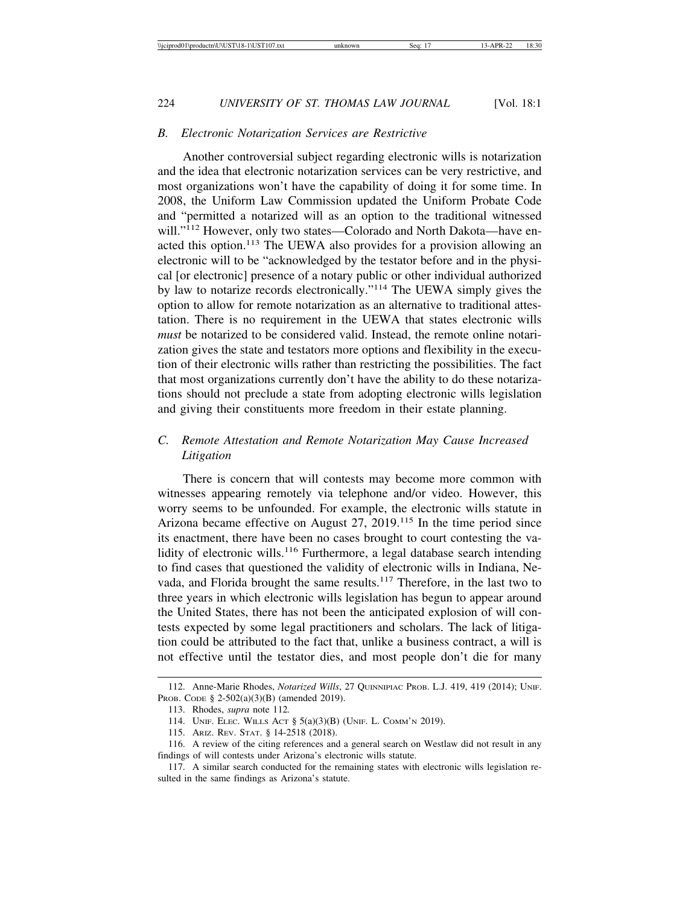### B. *Electronic Notarization Services are Restrictive*

Another controversial subject regarding electronic wills is notarization and the idea that electronic notarization services can be very restrictive, and most organizations won't have the capability of doing it for some time. In 2008, the Uniform Law Commission updated the Uniform Probate Code and "permitted a notarized will as an option to the traditional witnessed will."[112] However, only two states—Colorado and North Dakota—have enacted this option.[113] The UEWA also provides for a provision allowing an electronic will to be "acknowledged by the testator before and in the physical [or electronic] presence of a notary public or other individual authorized by law to notarize records electronically."[114] The UEWA simply gives the option to allow for remote notarization as an alternative to traditional attestation. There is no requirement in the UEWA that states electronic wills *must* be notarized to be considered valid. Instead, the remote online notarization gives the state and testators more options and flexibility in the execution of their electronic wills rather than restricting the possibilities. The fact that most organizations currently don't have the ability to do these notarizations should not preclude a state from adopting electronic wills legislation and giving their constituents more freedom in their estate planning.

### C. *Remote Attestation and Remote Notarization May Cause Increased Litigation*

There is concern that will contests may become more common with witnesses appearing remotely via telephone and/or video. However, this worry seems to be unfounded. For example, the electronic wills statute in Arizona became effective on August 27, 2019.[115] In the time period since its enactment, there have been no cases brought to court contesting the validity of electronic wills.[116] Furthermore, a legal database search intending to find cases that questioned the validity of electronic wills in Indiana, Nevada, and Florida brought the same results.[117] Therefore, in the last two to three years in which electronic wills legislation has begun to appear around the United States, there has not been the anticipated explosion of will contests expected by some legal practitioners and scholars. The lack of litigation could be attributed to the fact that, unlike a business contract, a will is not effective until the testator dies, and most people don't die for many

---

112. Anne-Marie Rhodes, *Notarized Wills*, 27 QUINNIPIAC PROB. L.J. 419, 419 (2014); UNIF. PROB. CODE § 2-502(a)(3)(B) (amended 2019).

113. Rhodes, *supra* note 112.

114. UNIF. ELEC. WILLS ACT § 5(a)(3)(B) (UNIF. L. COMM'N 2019).

115. ARIZ. REV. STAT. § 14-2518 (2018).

116. A review of the citing references and a general search on Westlaw did not result in any findings of will contests under Arizona's electronic wills statute.

117. A similar search conducted for the remaining states with electronic wills legislation resulted in the same findings as Arizona's statute.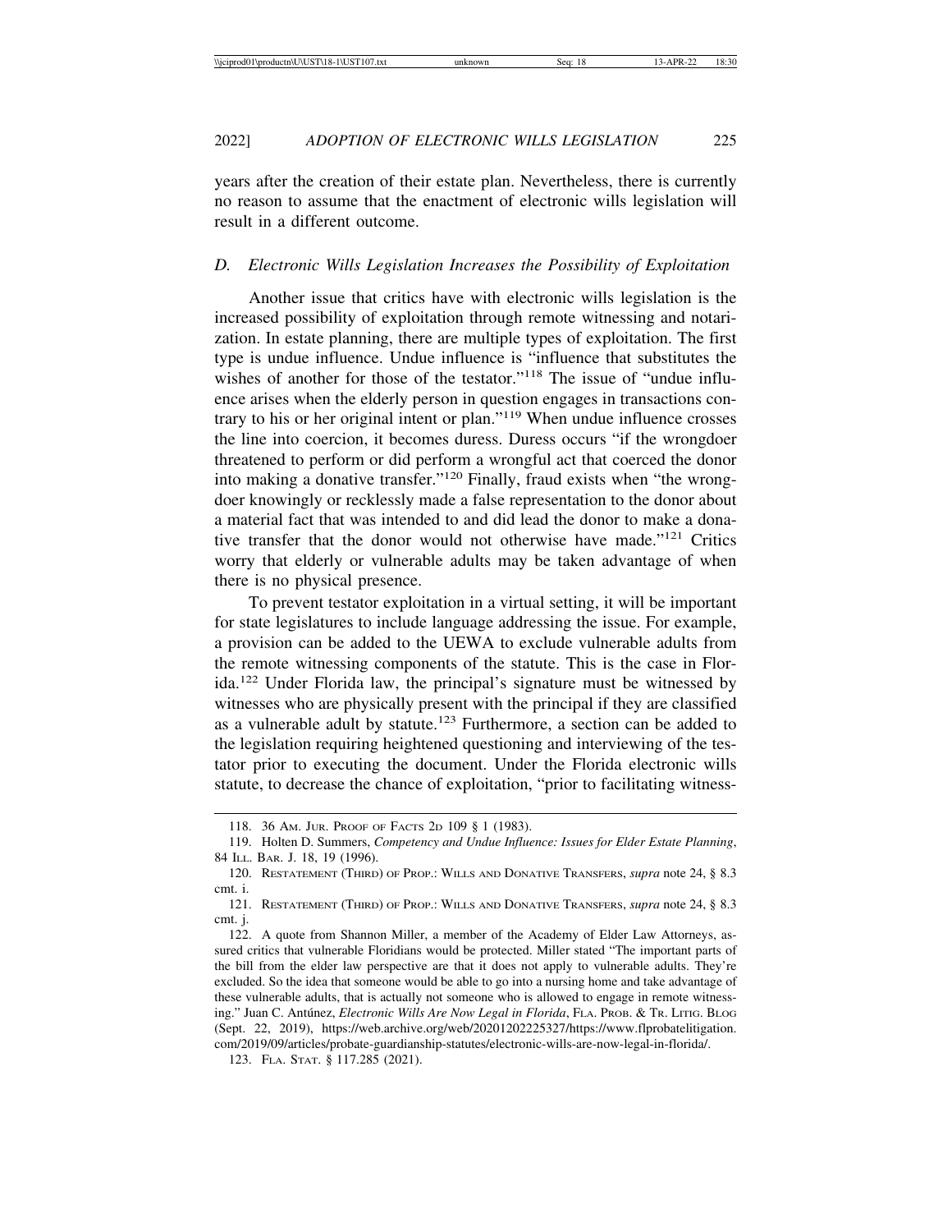years after the creation of their estate plan. Nevertheless, there is currently no reason to assume that the enactment of electronic wills legislation will result in a different outcome.

### *D. Electronic Wills Legislation Increases the Possibility of Exploitation*

Another issue that critics have with electronic wills legislation is the increased possibility of exploitation through remote witnessing and notarization. In estate planning, there are multiple types of exploitation. The first type is undue influence. Undue influence is "influence that substitutes the wishes of another for those of the testator."[118] The issue of "undue influence arises when the elderly person in question engages in transactions contrary to his or her original intent or plan."[119] When undue influence crosses the line into coercion, it becomes duress. Duress occurs "if the wrongdoer threatened to perform or did perform a wrongful act that coerced the donor into making a donative transfer."[120] Finally, fraud exists when "the wrongdoer knowingly or recklessly made a false representation to the donor about a material fact that was intended to and did lead the donor to make a donative transfer that the donor would not otherwise have made."[121] Critics worry that elderly or vulnerable adults may be taken advantage of when there is no physical presence.

To prevent testator exploitation in a virtual setting, it will be important for state legislatures to include language addressing the issue. For example, a provision can be added to the UEWA to exclude vulnerable adults from the remote witnessing components of the statute. This is the case in Florida.[122] Under Florida law, the principal's signature must be witnessed by witnesses who are physically present with the principal if they are classified as a vulnerable adult by statute.[123] Furthermore, a section can be added to the legislation requiring heightened questioning and interviewing of the testator prior to executing the document. Under the Florida electronic wills statute, to decrease the chance of exploitation, "prior to facilitating witness-

---

118. 36 AM. JUR. PROOF OF FACTS 2D 109 § 1 (1983).

119. Holten D. Summers, *Competency and Undue Influence: Issues for Elder Estate Planning*, 84 ILL. BAR. J. 18, 19 (1996).

120. RESTATEMENT (THIRD) OF PROP.: WILLS AND DONATIVE TRANSFERS, *supra* note 24, § 8.3 cmt. i.

121. RESTATEMENT (THIRD) OF PROP.: WILLS AND DONATIVE TRANSFERS, *supra* note 24, § 8.3 cmt. j.

122. A quote from Shannon Miller, a member of the Academy of Elder Law Attorneys, assured critics that vulnerable Floridians would be protected. Miller stated "The important parts of the bill from the elder law perspective are that it does not apply to vulnerable adults. They're excluded. So the idea that someone would be able to go into a nursing home and take advantage of these vulnerable adults, that is actually not someone who is allowed to engage in remote witnessing." Juan C. Antúnez, *Electronic Wills Are Now Legal in Florida*, FLA. PROB. & TR. LITIG. BLOG (Sept. 22, 2019), https://web.archive.org/web/20201202225327/https://www.flprobatelitigation.com/2019/09/articles/probate-guardianship-statutes/electronic-wills-are-now-legal-in-florida/.

123. FLA. STAT. § 117.285 (2021).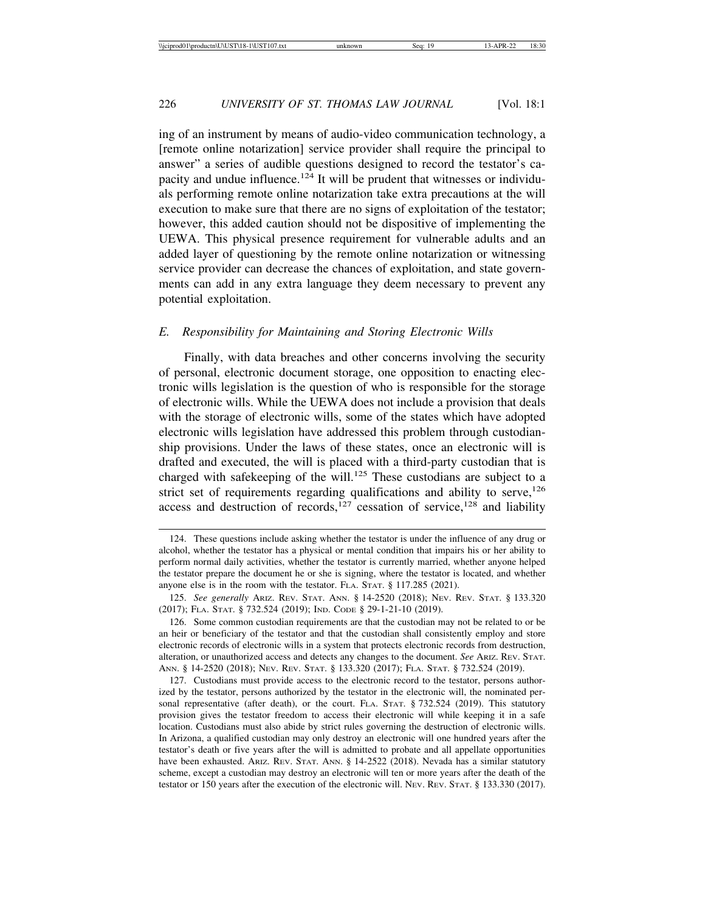ing of an instrument by means of audio-video communication technology, a [remote online notarization] service provider shall require the principal to answer" a series of audible questions designed to record the testator's capacity and undue influence.[124] It will be prudent that witnesses or individuals performing remote online notarization take extra precautions at the will execution to make sure that there are no signs of exploitation of the testator; however, this added caution should not be dispositive of implementing the UEWA. This physical presence requirement for vulnerable adults and an added layer of questioning by the remote online notarization or witnessing service provider can decrease the chances of exploitation, and state governments can add in any extra language they deem necessary to prevent any potential exploitation.

### *E. Responsibility for Maintaining and Storing Electronic Wills*

Finally, with data breaches and other concerns involving the security of personal, electronic document storage, one opposition to enacting electronic wills legislation is the question of who is responsible for the storage of electronic wills. While the UEWA does not include a provision that deals with the storage of electronic wills, some of the states which have adopted electronic wills legislation have addressed this problem through custodianship provisions. Under the laws of these states, once an electronic will is drafted and executed, the will is placed with a third-party custodian that is charged with safekeeping of the will.[125] These custodians are subject to a strict set of requirements regarding qualifications and ability to serve,[126] access and destruction of records,[127] cessation of service,[128] and liability

---

124. These questions include asking whether the testator is under the influence of any drug or alcohol, whether the testator has a physical or mental condition that impairs his or her ability to perform normal daily activities, whether the testator is currently married, whether anyone helped the testator prepare the document he or she is signing, where the testator is located, and whether anyone else is in the room with the testator. FLA. STAT. § 117.285 (2021).

125. *See generally* ARIZ. REV. STAT. ANN. § 14-2520 (2018); NEV. REV. STAT. § 133.320 (2017); FLA. STAT. § 732.524 (2019); IND. CODE § 29-1-21-10 (2019).

126. Some common custodian requirements are that the custodian may not be related to or be an heir or beneficiary of the testator and that the custodian shall consistently employ and store electronic records of electronic wills in a system that protects electronic records from destruction, alteration, or unauthorized access and detects any changes to the document. *See* ARIZ. REV. STAT. ANN. § 14-2520 (2018); NEV. REV. STAT. § 133.320 (2017); FLA. STAT. § 732.524 (2019).

127. Custodians must provide access to the electronic record to the testator, persons authorized by the testator, persons authorized by the testator in the electronic will, the nominated personal representative (after death), or the court. FLA. STAT. § 732.524 (2019). This statutory provision gives the testator freedom to access their electronic will while keeping it in a safe location. Custodians must also abide by strict rules governing the destruction of electronic wills. In Arizona, a qualified custodian may only destroy an electronic will one hundred years after the testator's death or five years after the will is admitted to probate and all appellate opportunities have been exhausted. ARIZ. REV. STAT. ANN. § 14-2522 (2018). Nevada has a similar statutory scheme, except a custodian may destroy an electronic will ten or more years after the death of the testator or 150 years after the execution of the electronic will. NEV. REV. STAT. § 133.330 (2017).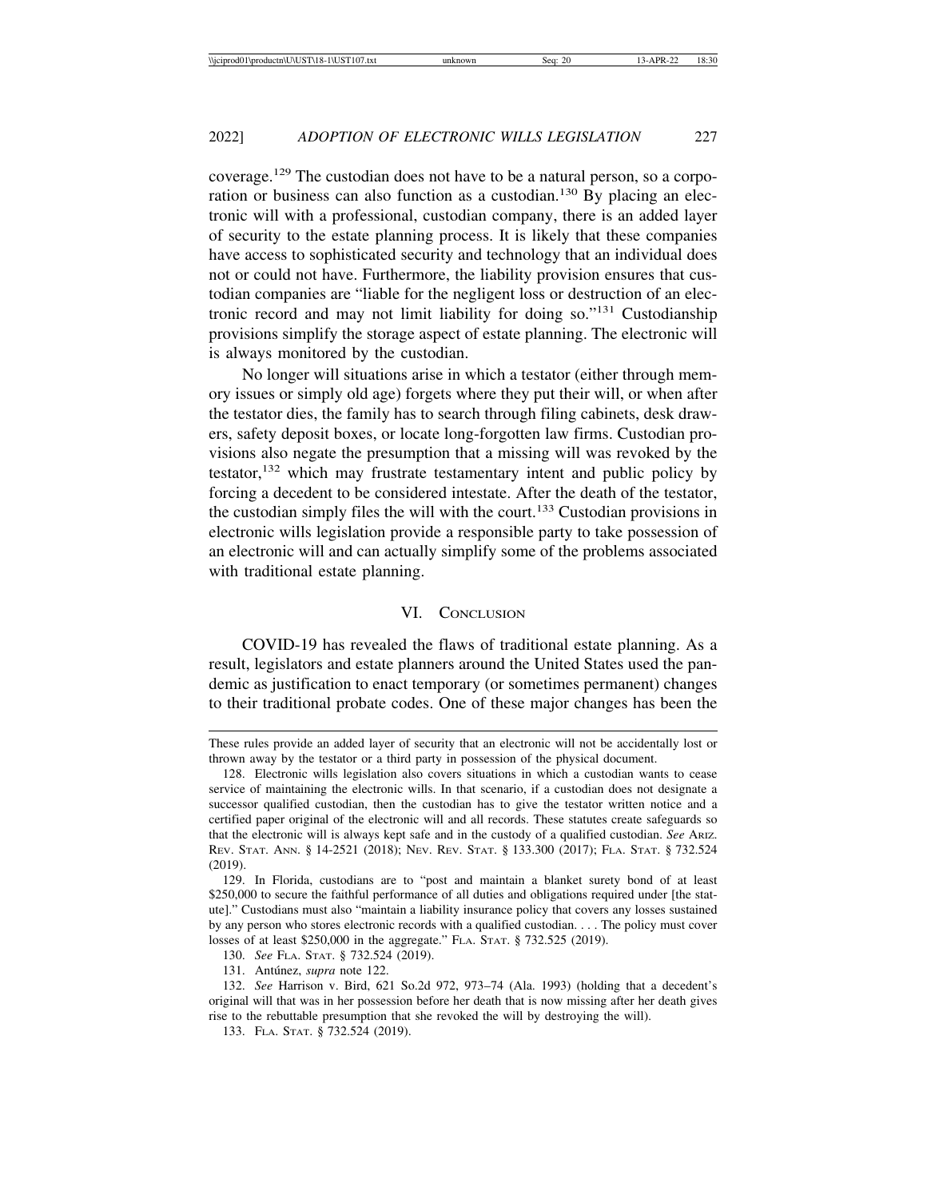coverage.[129] The custodian does not have to be a natural person, so a corporation or business can also function as a custodian.[130] By placing an electronic will with a professional, custodian company, there is an added layer of security to the estate planning process. It is likely that these companies have access to sophisticated security and technology that an individual does not or could not have. Furthermore, the liability provision ensures that custodian companies are "liable for the negligent loss or destruction of an electronic record and may not limit liability for doing so."[131] Custodianship provisions simplify the storage aspect of estate planning. The electronic will is always monitored by the custodian.

No longer will situations arise in which a testator (either through memory issues or simply old age) forgets where they put their will, or when after the testator dies, the family has to search through filing cabinets, desk drawers, safety deposit boxes, or locate long-forgotten law firms. Custodian provisions also negate the presumption that a missing will was revoked by the testator,[132] which may frustrate testamentary intent and public policy by forcing a decedent to be considered intestate. After the death of the testator, the custodian simply files the will with the court.[133] Custodian provisions in electronic wills legislation provide a responsible party to take possession of an electronic will and can actually simplify some of the problems associated with traditional estate planning.

## VI. Conclusion

COVID-19 has revealed the flaws of traditional estate planning. As a result, legislators and estate planners around the United States used the pandemic as justification to enact temporary (or sometimes permanent) changes to their traditional probate codes. One of these major changes has been the

---

These rules provide an added layer of security that an electronic will not be accidentally lost or thrown away by the testator or a third party in possession of the physical document.

128. Electronic wills legislation also covers situations in which a custodian wants to cease service of maintaining the electronic wills. In that scenario, if a custodian does not designate a successor qualified custodian, then the custodian has to give the testator written notice and a certified paper original of the electronic will and all records. These statutes create safeguards so that the electronic will is always kept safe and in the custody of a qualified custodian. *See* Ariz. Rev. Stat. Ann. § 14-2521 (2018); Nev. Rev. Stat. § 133.300 (2017); Fla. Stat. § 732.524 (2019).

129. In Florida, custodians are to "post and maintain a blanket surety bond of at least $250,000 to secure the faithful performance of all duties and obligations required under [the statute]." Custodians must also "maintain a liability insurance policy that covers any losses sustained by any person who stores electronic records with a qualified custodian. . . . The policy must cover losses of at least $250,000 in the aggregate." Fla. Stat. § 732.525 (2019).

130. *See* Fla. Stat. § 732.524 (2019).

131. Antúnez, *supra* note 122.

132. *See* Harrison v. Bird, 621 So.2d 972, 973–74 (Ala. 1993) (holding that a decedent's original will that was in her possession before her death that is now missing after her death gives rise to the rebuttable presumption that she revoked the will by destroying the will).

133. Fla. Stat. § 732.524 (2019).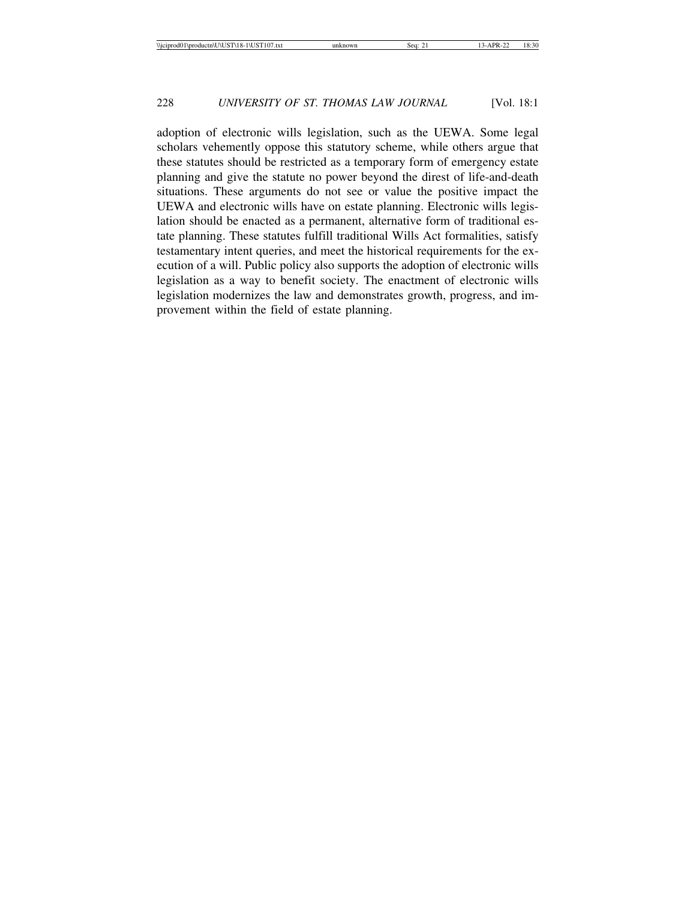adoption of electronic wills legislation, such as the UEWA. Some legal scholars vehemently oppose this statutory scheme, while others argue that these statutes should be restricted as a temporary form of emergency estate planning and give the statute no power beyond the direst of life-and-death situations. These arguments do not see or value the positive impact the UEWA and electronic wills have on estate planning. Electronic wills legislation should be enacted as a permanent, alternative form of traditional estate planning. These statutes fulfill traditional Wills Act formalities, satisfy testamentary intent queries, and meet the historical requirements for the execution of a will. Public policy also supports the adoption of electronic wills legislation as a way to benefit society. The enactment of electronic wills legislation modernizes the law and demonstrates growth, progress, and improvement within the field of estate planning.